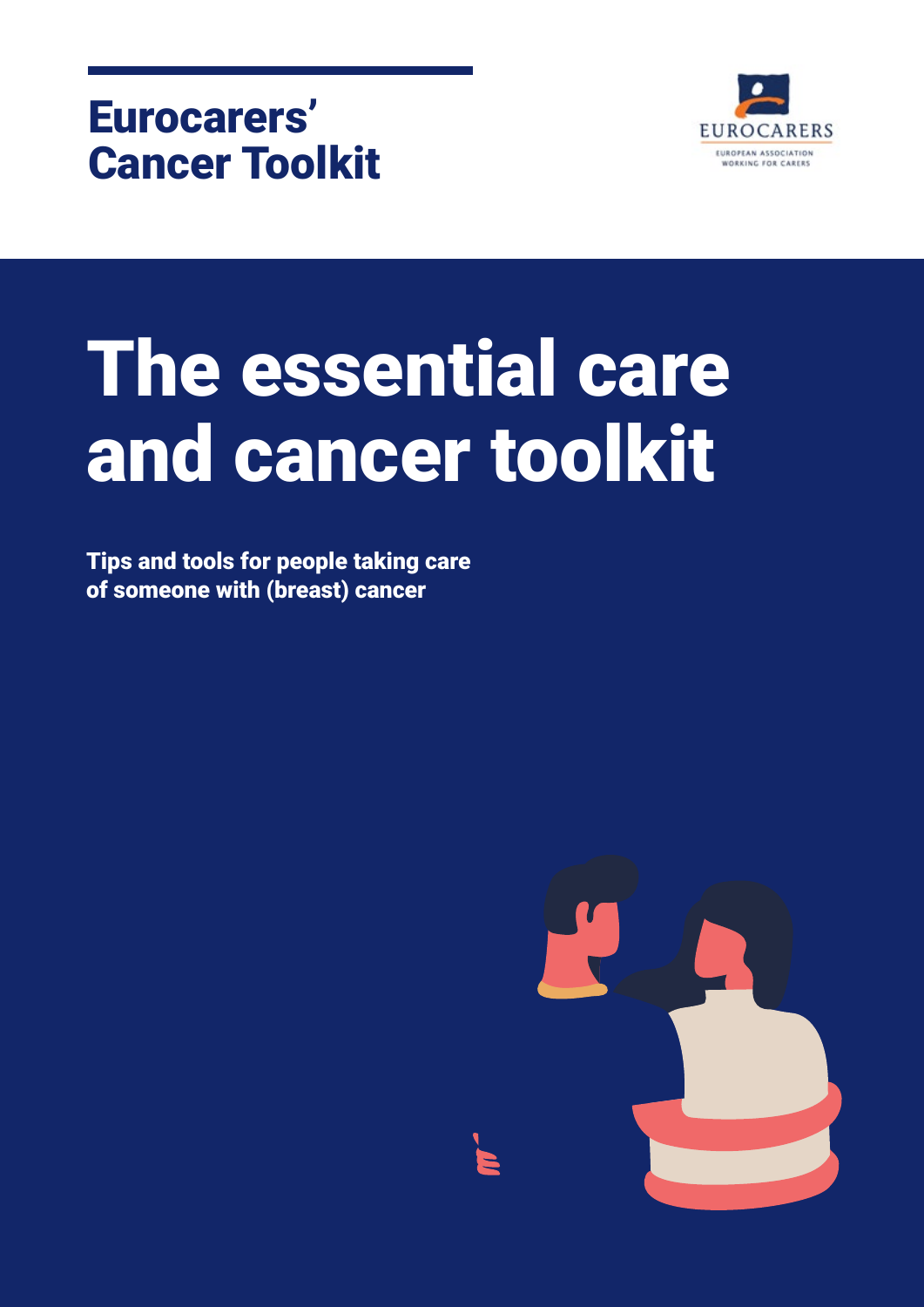**Eurocarers' Cancer Toolkit**

EUROCARERS
EUROPEAN ASSOCIATION WORKING FOR CARERS

# The essential care and cancer toolkit

**Tips and tools for people taking care of someone with (breast) cancer**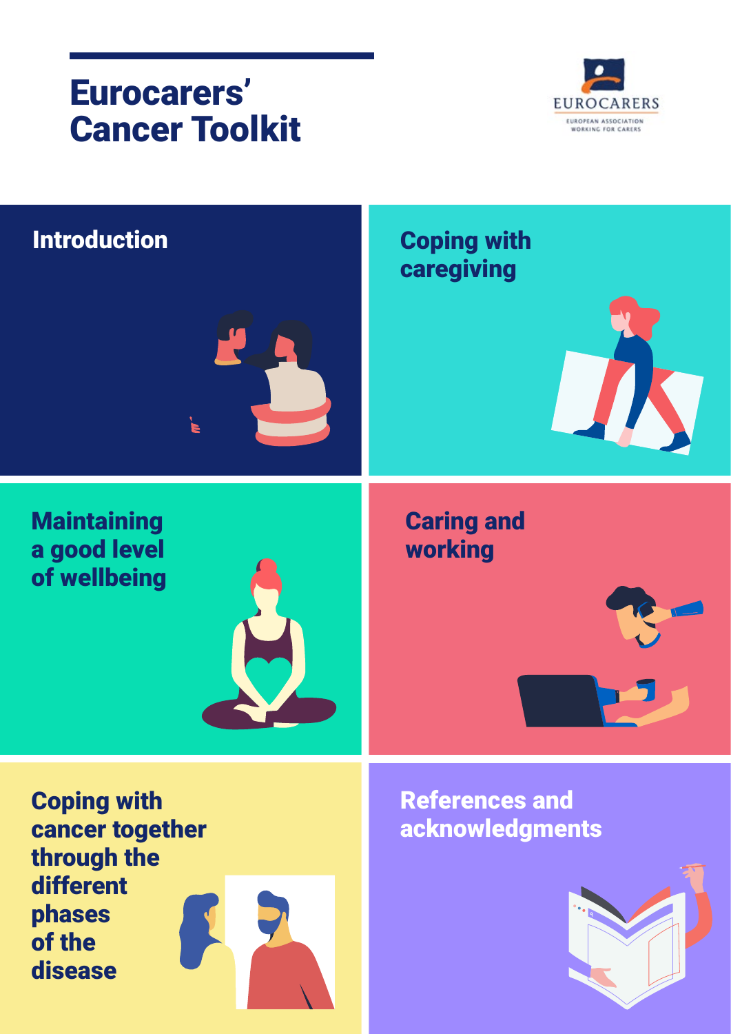# Eurocarers' Cancer Toolkit

EUROCARERS

EUROPEAN ASSOCIATION WORKING FOR CARERS

## Introduction

## Coping with caregiving

## Maintaining a good level of wellbeing

## Caring and working

## Coping with cancer together through the different phases of the disease

## References and acknowledgments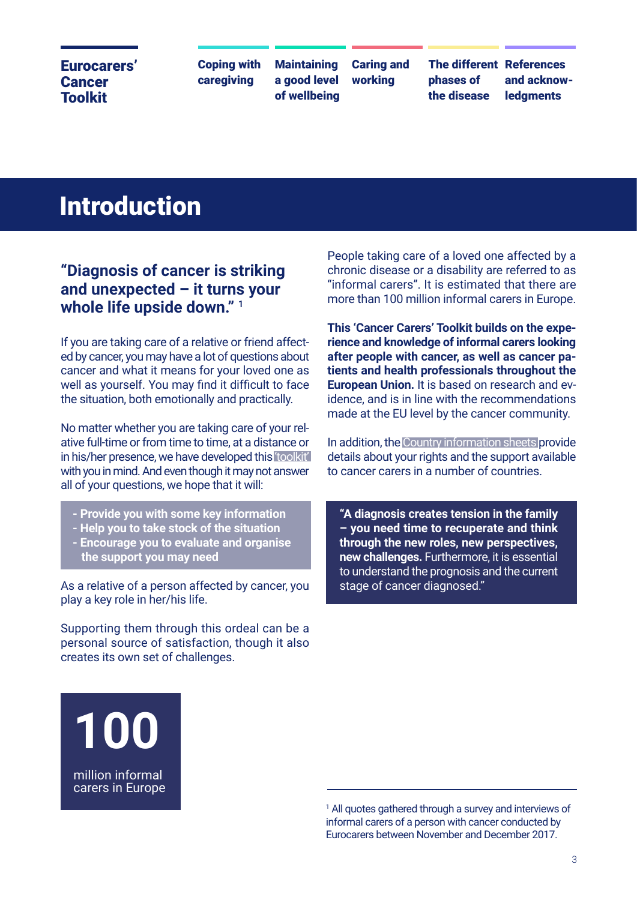# Introduction

## "Diagnosis of cancer is striking and unexpected – it turns your whole life upside down." [1]

If you are taking care of a relative or friend affected by cancer, you may have a lot of questions about cancer and what it means for your loved one as well as yourself. You may find it difficult to face the situation, both emotionally and practically.

No matter whether you are taking care of your relative full-time or from time to time, at a distance or in his/her presence, we have developed this 'toolkit' with you in mind. And even though it may not answer all of your questions, we hope that it will:

- **Provide you with some key information**
- **Help you to take stock of the situation**
- **Encourage you to evaluate and organise the support you may need**

As a relative of a person affected by cancer, you play a key role in her/his life.

Supporting them through this ordeal can be a personal source of satisfaction, though it also creates its own set of challenges.

**100**
million informal carers in Europe

People taking care of a loved one affected by a chronic disease or a disability are referred to as "informal carers". It is estimated that there are more than 100 million informal carers in Europe.

**This 'Cancer Carers' Toolkit builds on the experience and knowledge of informal carers looking after people with cancer, as well as cancer patients and health professionals throughout the European Union.** It is based on research and evidence, and is in line with the recommendations made at the EU level by the cancer community.

In addition, the Country information sheets provide details about your rights and the support available to cancer carers in a number of countries.

> **"A diagnosis creates tension in the family – you need time to recuperate and think through the new roles, new perspectives, new challenges.** Furthermore, it is essential to understand the prognosis and the current stage of cancer diagnosed."

[1] All quotes gathered through a survey and interviews of informal carers of a person with cancer conducted by Eurocarers between November and December 2017.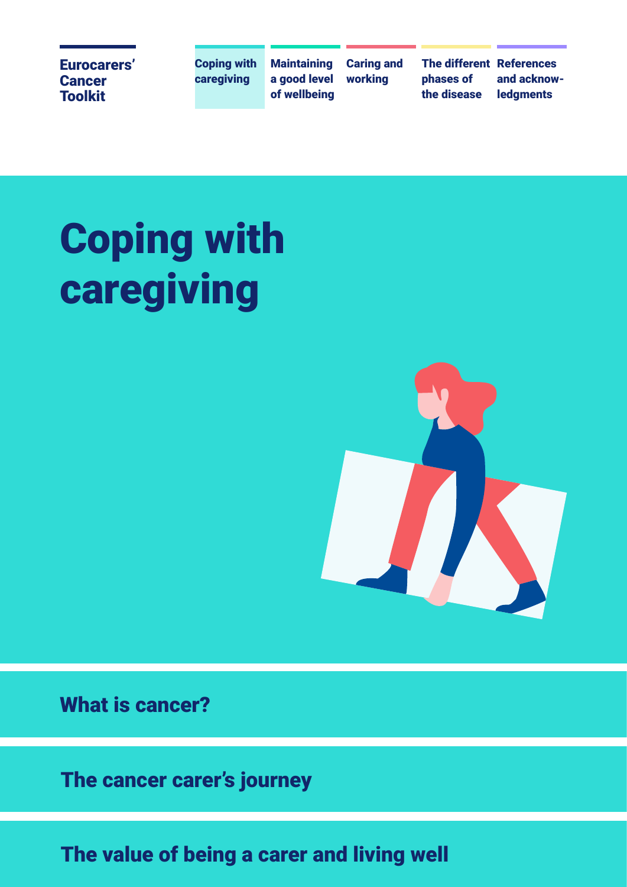# Coping with caregiving

## What is cancer?

## The cancer carer's journey

## The value of being a carer and living well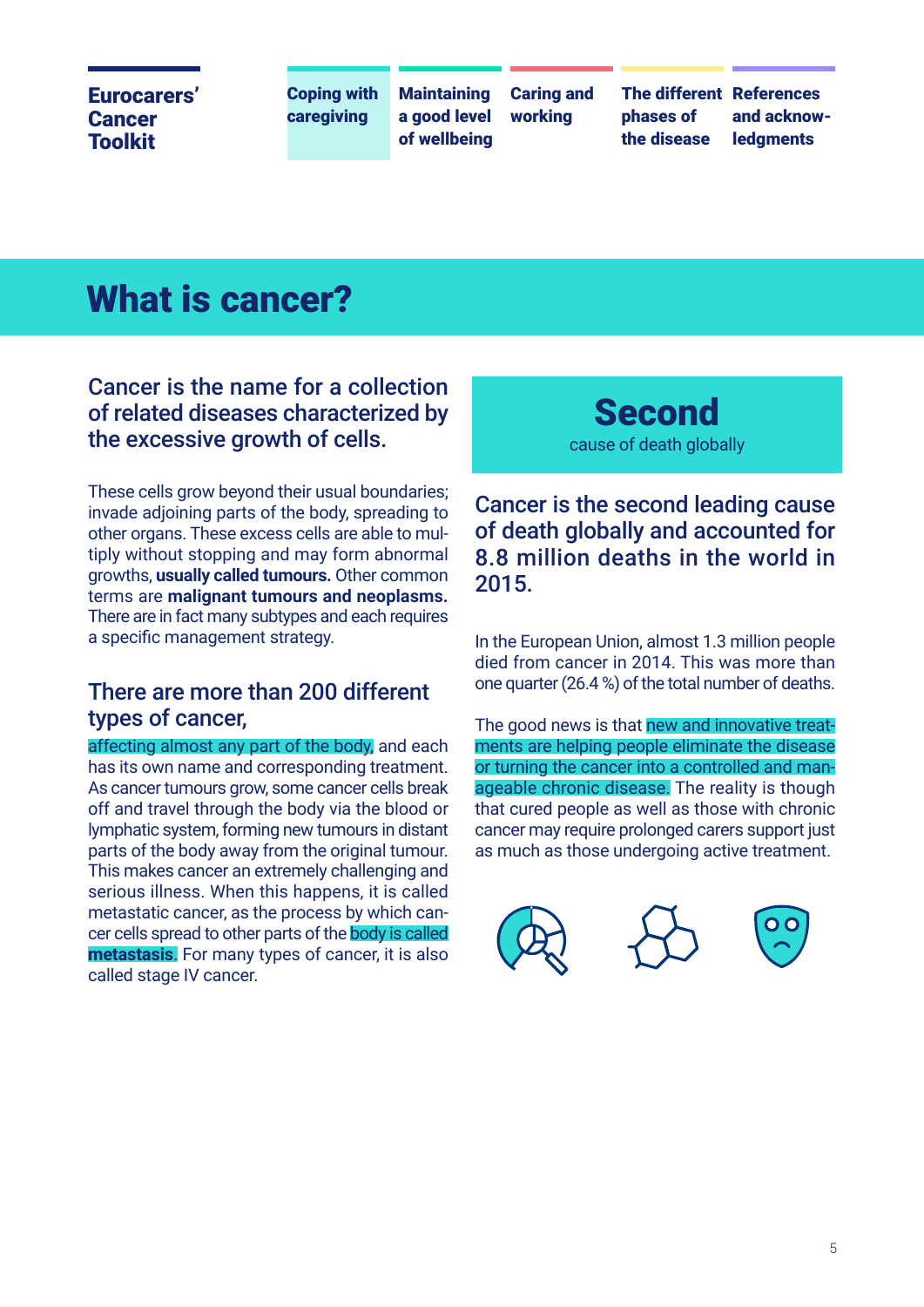# What is cancer?

## Cancer is the name for a collection of related diseases characterized by the excessive growth of cells.

These cells grow beyond their usual boundaries; invade adjoining parts of the body, spreading to other organs. These excess cells are able to multiply without stopping and may form abnormal growths, **usually called tumours.** Other common terms are **malignant tumours and neoplasms.** There are in fact many subtypes and each requires a specific management strategy.

## There are more than 200 different types of cancer,

affecting almost any part of the body, and each has its own name and corresponding treatment. As cancer tumours grow, some cancer cells break off and travel through the body via the blood or lymphatic system, forming new tumours in distant parts of the body away from the original tumour. This makes cancer an extremely challenging and serious illness. When this happens, it is called metastatic cancer, as the process by which cancer cells spread to other parts of the body is called **metastasis.** For many types of cancer, it is also called stage IV cancer.

**Second**
cause of death globally

## Cancer is the second leading cause of death globally and accounted for 8.8 million deaths in the world in 2015.

In the European Union, almost 1.3 million people died from cancer in 2014. This was more than one quarter (26.4 %) of the total number of deaths.

The good news is that new and innovative treatments are helping people eliminate the disease or turning the cancer into a controlled and manageable chronic disease. The reality is though that cured people as well as those with chronic cancer may require prolonged carers support just as much as those undergoing active treatment.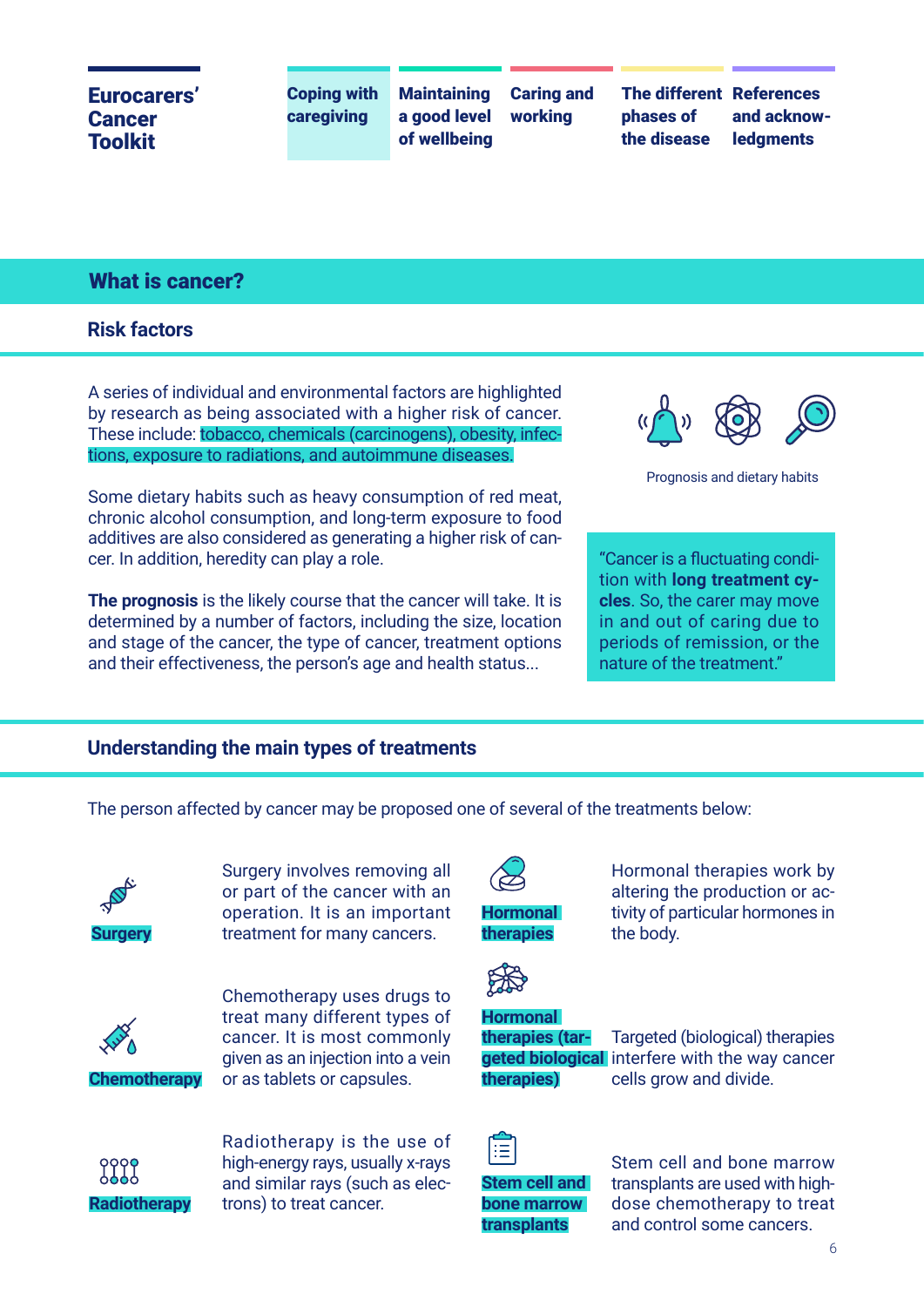## What is cancer?

### Risk factors

A series of individual and environmental factors are highlighted by research as being associated with a higher risk of cancer. These include: tobacco, chemicals (carcinogens), obesity, infections, exposure to radiations, and autoimmune diseases.

Some dietary habits such as heavy consumption of red meat, chronic alcohol consumption, and long-term exposure to food additives are also considered as generating a higher risk of cancer. In addition, heredity can play a role.

**The prognosis** is the likely course that the cancer will take. It is determined by a number of factors, including the size, location and stage of the cancer, the type of cancer, treatment options and their effectiveness, the person's age and health status...

Prognosis and dietary habits

"Cancer is a fluctuating condition with **long treatment cycles**. So, the carer may move in and out of caring due to periods of remission, or the nature of the treatment."

### Understanding the main types of treatments

The person affected by cancer may be proposed one of several of the treatments below:

**Surgery**

Surgery involves removing all or part of the cancer with an operation. It is an important treatment for many cancers.

**Chemotherapy**

Chemotherapy uses drugs to treat many different types of cancer. It is most commonly given as an injection into a vein or as tablets or capsules.

**Radiotherapy**

Radiotherapy is the use of high-energy rays, usually x-rays and similar rays (such as electrons) to treat cancer.

**Hormonal therapies**

Hormonal therapies work by altering the production or activity of particular hormones in the body.

**Hormonal therapies (targeted biological therapies)**

Targeted (biological) therapies interfere with the way cancer cells grow and divide.

**Stem cell and bone marrow transplants**

Stem cell and bone marrow transplants are used with high-dose chemotherapy to treat and control some cancers.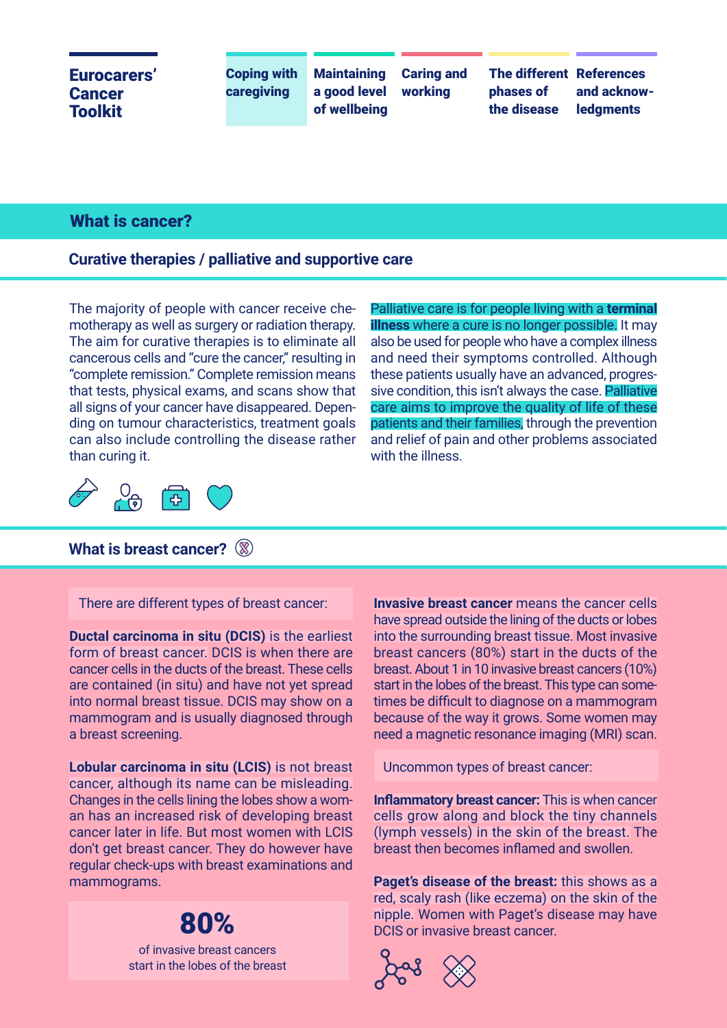## What is cancer?

### Curative therapies / palliative and supportive care

The majority of people with cancer receive chemotherapy as well as surgery or radiation therapy. The aim for curative therapies is to eliminate all cancerous cells and "cure the cancer," resulting in "complete remission." Complete remission means that tests, physical exams, and scans show that all signs of your cancer have disappeared. Depending on tumour characteristics, treatment goals can also include controlling the disease rather than curing it.

Palliative care is for people living with a **terminal illness** where a cure is no longer possible. It may also be used for people who have a complex illness and need their symptoms controlled. Although these patients usually have an advanced, progressive condition, this isn't always the case. Palliative care aims to improve the quality of life of these patients and their families, through the prevention and relief of pain and other problems associated with the illness.

### What is breast cancer?

There are different types of breast cancer:

**Ductal carcinoma in situ (DCIS)** is the earliest form of breast cancer. DCIS is when there are cancer cells in the ducts of the breast. These cells are contained (in situ) and have not yet spread into normal breast tissue. DCIS may show on a mammogram and is usually diagnosed through a breast screening.

**Lobular carcinoma in situ (LCIS)** is not breast cancer, although its name can be misleading. Changes in the cells lining the lobes show a woman has an increased risk of developing breast cancer later in life. But most women with LCIS don't get breast cancer. They do however have regular check-ups with breast examinations and mammograms.

**80%**
of invasive breast cancers start in the lobes of the breast

**Invasive breast cancer** means the cancer cells have spread outside the lining of the ducts or lobes into the surrounding breast tissue. Most invasive breast cancers (80%) start in the ducts of the breast. About 1 in 10 invasive breast cancers (10%) start in the lobes of the breast. This type can sometimes be difficult to diagnose on a mammogram because of the way it grows. Some women may need a magnetic resonance imaging (MRI) scan.

Uncommon types of breast cancer:

**Inflammatory breast cancer:** This is when cancer cells grow along and block the tiny channels (lymph vessels) in the skin of the breast. The breast then becomes inflamed and swollen.

**Paget's disease of the breast:** this shows as a red, scaly rash (like eczema) on the skin of the nipple. Women with Paget's disease may have DCIS or invasive breast cancer.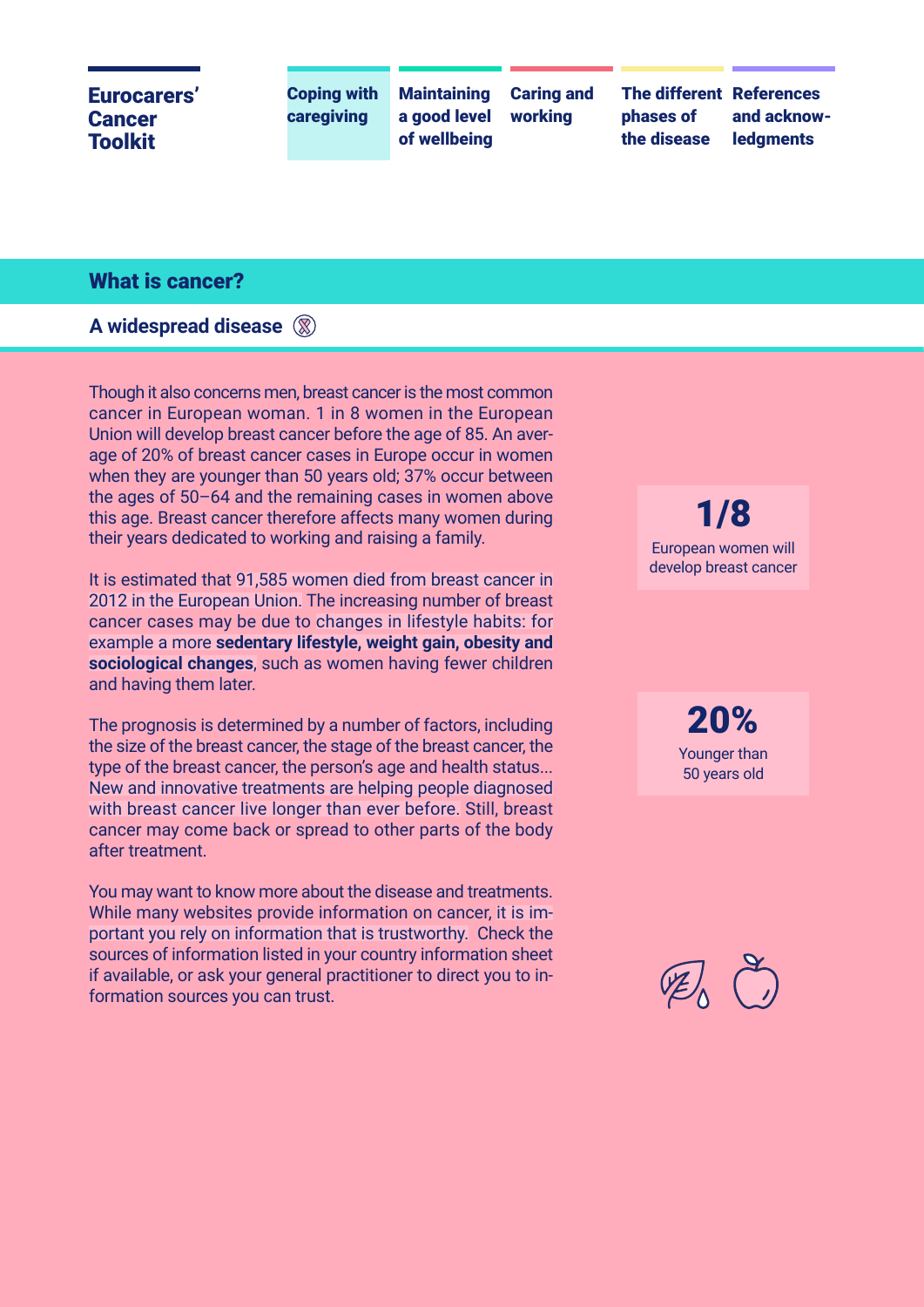## What is cancer?

### A widespread disease

Though it also concerns men, breast cancer is the most common cancer in European woman. 1 in 8 women in the European Union will develop breast cancer before the age of 85. An average of 20% of breast cancer cases in Europe occur in women when they are younger than 50 years old; 37% occur between the ages of 50–64 and the remaining cases in women above this age. Breast cancer therefore affects many women during their years dedicated to working and raising a family.

It is estimated that 91,585 women died from breast cancer in 2012 in the European Union. The increasing number of breast cancer cases may be due to changes in lifestyle habits: for example a more **sedentary lifestyle, weight gain, obesity and sociological changes**, such as women having fewer children and having them later.

The prognosis is determined by a number of factors, including the size of the breast cancer, the stage of the breast cancer, the type of the breast cancer, the person's age and health status... New and innovative treatments are helping people diagnosed with breast cancer live longer than ever before. Still, breast cancer may come back or spread to other parts of the body after treatment.

You may want to know more about the disease and treatments. While many websites provide information on cancer, it is important you rely on information that is trustworthy. Check the sources of information listed in your country information sheet if available, or ask your general practitioner to direct you to information sources you can trust.

**1/8**
European women will develop breast cancer

**20%**
Younger than 50 years old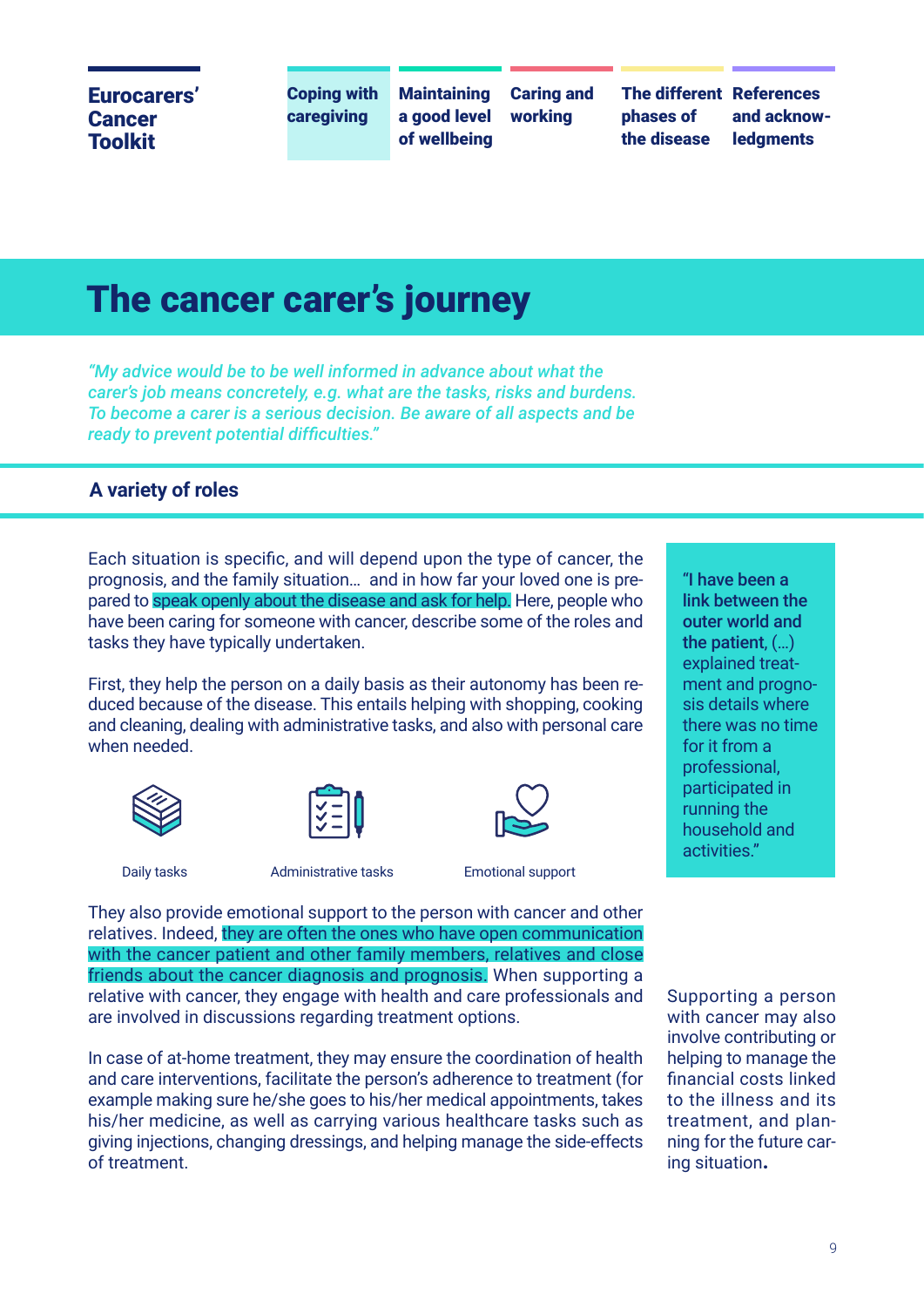# The cancer carer's journey

*"My advice would be to be well informed in advance about what the carer's job means concretely, e.g. what are the tasks, risks and burdens. To become a carer is a serious decision. Be aware of all aspects and be ready to prevent potential difficulties."*

## A variety of roles

Each situation is specific, and will depend upon the type of cancer, the prognosis, and the family situation... and in how far your loved one is prepared to speak openly about the disease and ask for help. Here, people who have been caring for someone with cancer, describe some of the roles and tasks they have typically undertaken.

First, they help the person on a daily basis as their autonomy has been reduced because of the disease. This entails helping with shopping, cooking and cleaning, dealing with administrative tasks, and also with personal care when needed.

Daily tasks

Administrative tasks

Emotional support

They also provide emotional support to the person with cancer and other relatives. Indeed, they are often the ones who have open communication with the cancer patient and other family members, relatives and close friends about the cancer diagnosis and prognosis. When supporting a relative with cancer, they engage with health and care professionals and are involved in discussions regarding treatment options.

In case of at-home treatment, they may ensure the coordination of health and care interventions, facilitate the person's adherence to treatment (for example making sure he/she goes to his/her medical appointments, takes his/her medicine, as well as carrying various healthcare tasks such as giving injections, changing dressings, and helping manage the side-effects of treatment.

"**I have been a link between the outer world and the patient**, (...) explained treatment and prognosis details where there was no time for it from a professional, participated in running the household and activities."

Supporting a person with cancer may also involve contributing or helping to manage the financial costs linked to the illness and its treatment, and planning for the future caring situation.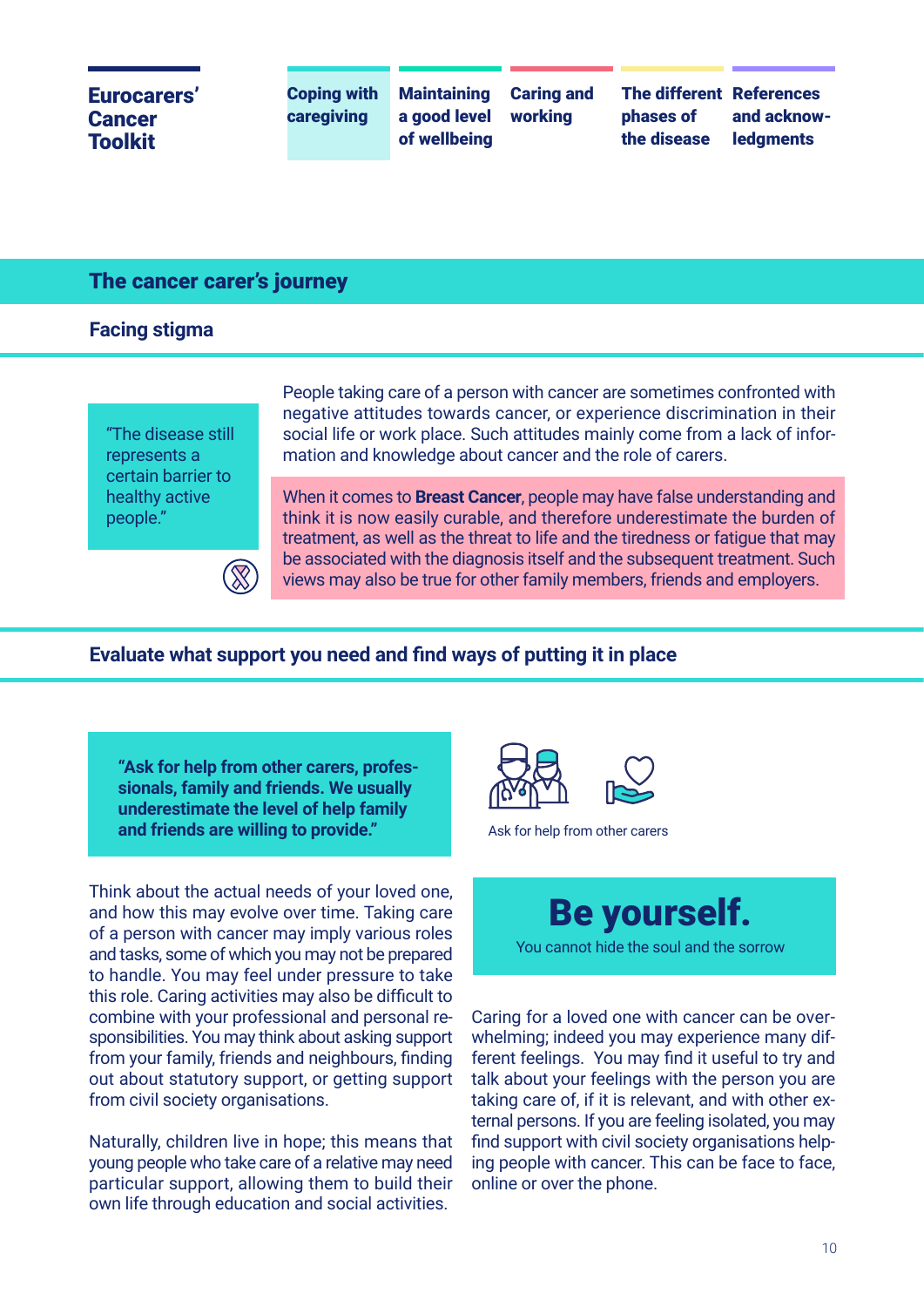## The cancer carer's journey

### Facing stigma

"The disease still represents a certain barrier to healthy active people."

People taking care of a person with cancer are sometimes confronted with negative attitudes towards cancer, or experience discrimination in their social life or work place. Such attitudes mainly come from a lack of information and knowledge about cancer and the role of carers.

When it comes to **Breast Cancer**, people may have false understanding and think it is now easily curable, and therefore underestimate the burden of treatment, as well as the threat to life and the tiredness or fatigue that may be associated with the diagnosis itself and the subsequent treatment. Such views may also be true for other family members, friends and employers.

### Evaluate what support you need and find ways of putting it in place

**"Ask for help from other carers, professionals, family and friends. We usually underestimate the level of help family and friends are willing to provide."**

Ask for help from other carers

Think about the actual needs of your loved one, and how this may evolve over time. Taking care of a person with cancer may imply various roles and tasks, some of which you may not be prepared to handle. You may feel under pressure to take this role. Caring activities may also be difficult to combine with your professional and personal responsibilities. You may think about asking support from your family, friends and neighbours, finding out about statutory support, or getting support from civil society organisations.

Naturally, children live in hope; this means that young people who take care of a relative may need particular support, allowing them to build their own life through education and social activities.

**Be yourself.**

You cannot hide the soul and the sorrow

Caring for a loved one with cancer can be overwhelming; indeed you may experience many different feelings. You may find it useful to try and talk about your feelings with the person you are taking care of, if it is relevant, and with other external persons. If you are feeling isolated, you may find support with civil society organisations helping people with cancer. This can be face to face, online or over the phone.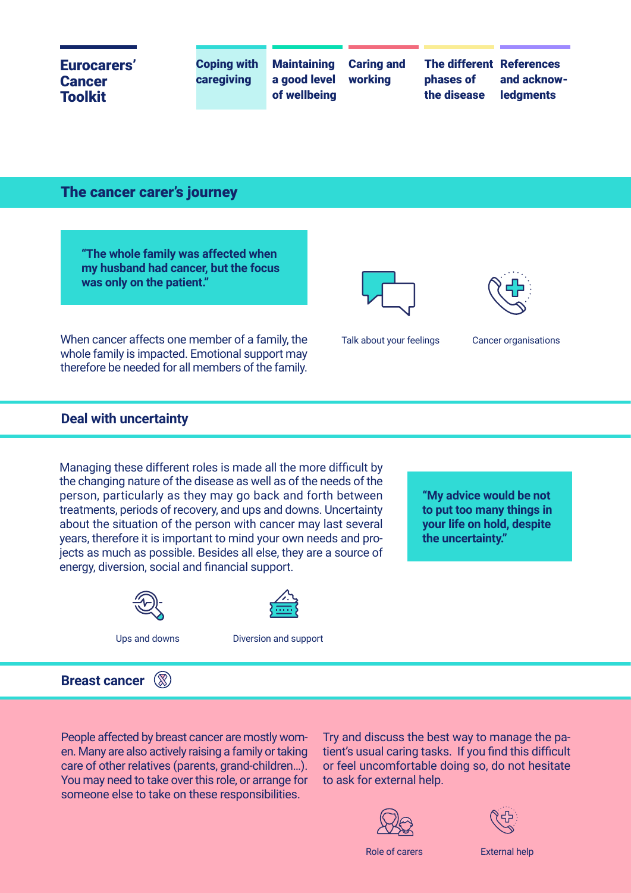## The cancer carer's journey

**"The whole family was affected when my husband had cancer, but the focus was only on the patient."**

When cancer affects one member of a family, the whole family is impacted. Emotional support may therefore be needed for all members of the family.

Talk about your feelings

Cancer organisations

## Deal with uncertainty

Managing these different roles is made all the more difficult by the changing nature of the disease as well as of the needs of the person, particularly as they may go back and forth between treatments, periods of recovery, and ups and downs. Uncertainty about the situation of the person with cancer may last several years, therefore it is important to mind your own needs and projects as much as possible. Besides all else, they are a source of energy, diversion, social and financial support.

**"My advice would be not to put too many things in your life on hold, despite the uncertainty."**

Ups and downs

Diversion and support

## Breast cancer

People affected by breast cancer are mostly women. Many are also actively raising a family or taking care of other relatives (parents, grand-children…). You may need to take over this role, or arrange for someone else to take on these responsibilities.

Try and discuss the best way to manage the patient's usual caring tasks. If you find this difficult or feel uncomfortable doing so, do not hesitate to ask for external help.

Role of carers

External help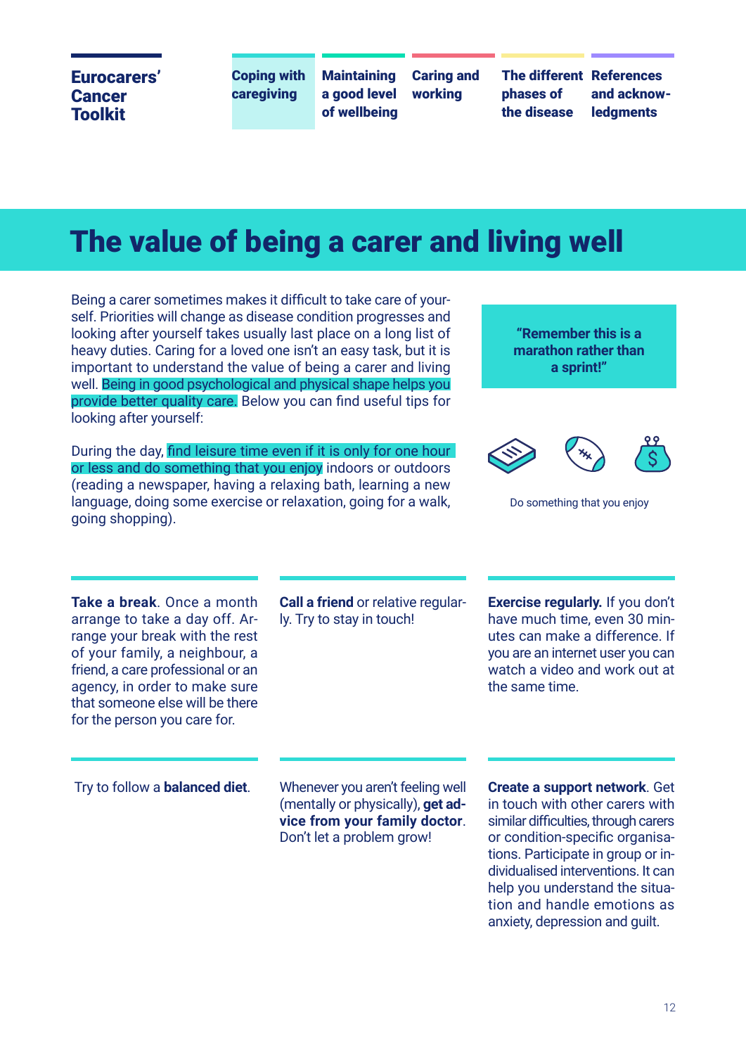# The value of being a carer and living well

Being a carer sometimes makes it difficult to take care of yourself. Priorities will change as disease condition progresses and looking after yourself takes usually last place on a long list of heavy duties. Caring for a loved one isn't an easy task, but it is important to understand the value of being a carer and living well. Being in good psychological and physical shape helps you provide better quality care. Below you can find useful tips for looking after yourself:

During the day, find leisure time even if it is only for one hour or less and do something that you enjoy indoors or outdoors (reading a newspaper, having a relaxing bath, learning a new language, doing some exercise or relaxation, going for a walk, going shopping).

**"Remember this is a marathon rather than a sprint!"**

Do something that you enjoy

**Take a break**. Once a month arrange to take a day off. Arrange your break with the rest of your family, a neighbour, a friend, a care professional or an agency, in order to make sure that someone else will be there for the person you care for.

**Call a friend** or relative regularly. Try to stay in touch!

**Exercise regularly.** If you don't have much time, even 30 minutes can make a difference. If you are an internet user you can watch a video and work out at the same time.

Try to follow a **balanced diet**.

Whenever you aren't feeling well (mentally or physically), **get advice from your family doctor**. Don't let a problem grow!

**Create a support network**. Get in touch with other carers with similar difficulties, through carers or condition-specific organisations. Participate in group or individualised interventions. It can help you understand the situation and handle emotions as anxiety, depression and guilt.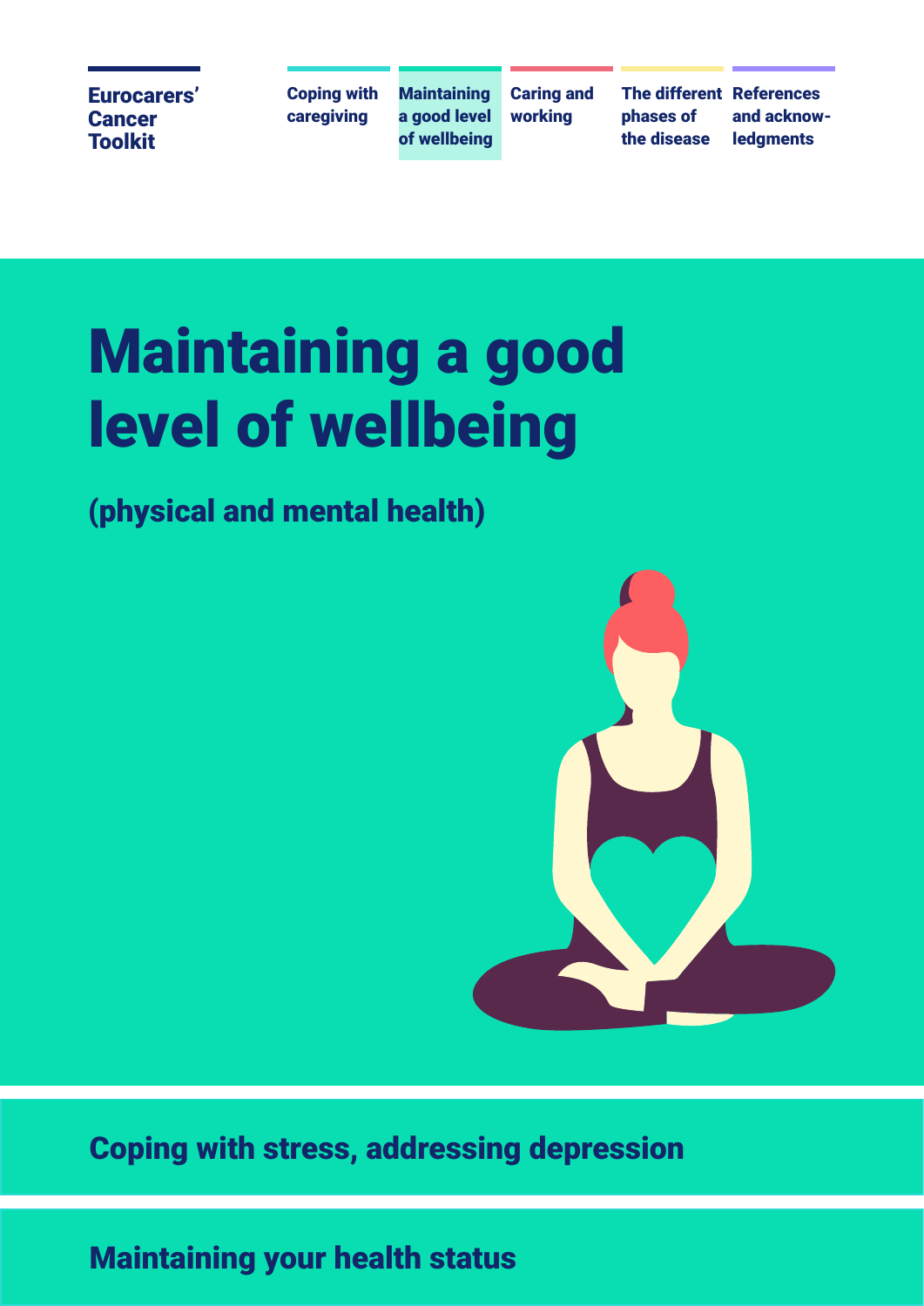# Maintaining a good level of wellbeing

## (physical and mental health)

## Coping with stress, addressing depression

## Maintaining your health status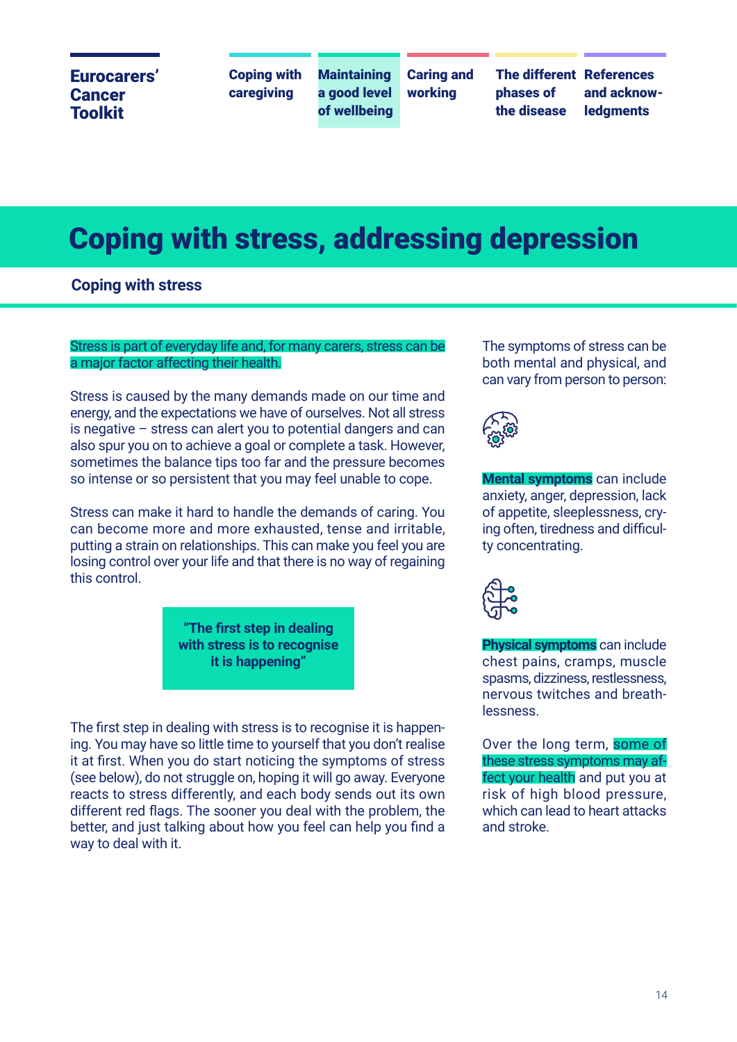# Coping with stress, addressing depression

## Coping with stress

Stress is part of everyday life and, for many carers, stress can be a major factor affecting their health.

Stress is caused by the many demands made on our time and energy, and the expectations we have of ourselves. Not all stress is negative – stress can alert you to potential dangers and can also spur you on to achieve a goal or complete a task. However, sometimes the balance tips too far and the pressure becomes so intense or so persistent that you may feel unable to cope.

Stress can make it hard to handle the demands of caring. You can become more and more exhausted, tense and irritable, putting a strain on relationships. This can make you feel you are losing control over your life and that there is no way of regaining this control.

> **"The first step in dealing with stress is to recognise it is happening"**

The first step in dealing with stress is to recognise it is happening. You may have so little time to yourself that you don't realise it at first. When you do start noticing the symptoms of stress (see below), do not struggle on, hoping it will go away. Everyone reacts to stress differently, and each body sends out its own different red flags. The sooner you deal with the problem, the better, and just talking about how you feel can help you find a way to deal with it.

The symptoms of stress can be both mental and physical, and can vary from person to person:

**Mental symptoms** can include anxiety, anger, depression, lack of appetite, sleeplessness, crying often, tiredness and difficulty concentrating.

**Physical symptoms** can include chest pains, cramps, muscle spasms, dizziness, restlessness, nervous twitches and breathlessness.

Over the long term, some of these stress symptoms may affect your health and put you at risk of high blood pressure, which can lead to heart attacks and stroke.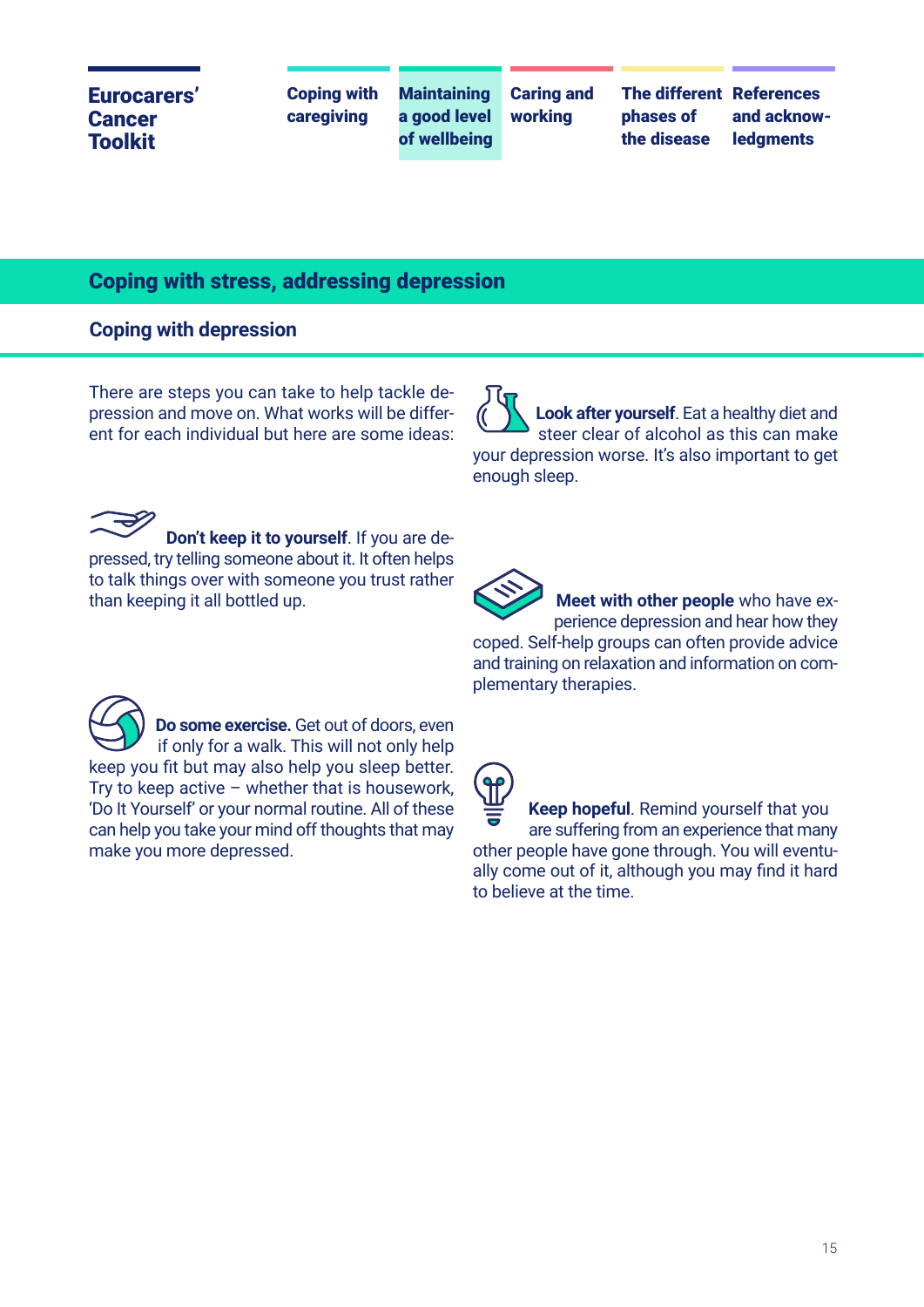## Coping with stress, addressing depression

### Coping with depression

There are steps you can take to help tackle depression and move on. What works will be different for each individual but here are some ideas:

**Don't keep it to yourself**. If you are depressed, try telling someone about it. It often helps to talk things over with someone you trust rather than keeping it all bottled up.

**Do some exercise.** Get out of doors, even if only for a walk. This will not only help keep you fit but may also help you sleep better. Try to keep active – whether that is housework, 'Do It Yourself' or your normal routine. All of these can help you take your mind off thoughts that may make you more depressed.

**Look after yourself**. Eat a healthy diet and steer clear of alcohol as this can make your depression worse. It's also important to get enough sleep.

**Meet with other people** who have experience depression and hear how they coped. Self-help groups can often provide advice and training on relaxation and information on complementary therapies.

**Keep hopeful**. Remind yourself that you are suffering from an experience that many other people have gone through. You will eventually come out of it, although you may find it hard to believe at the time.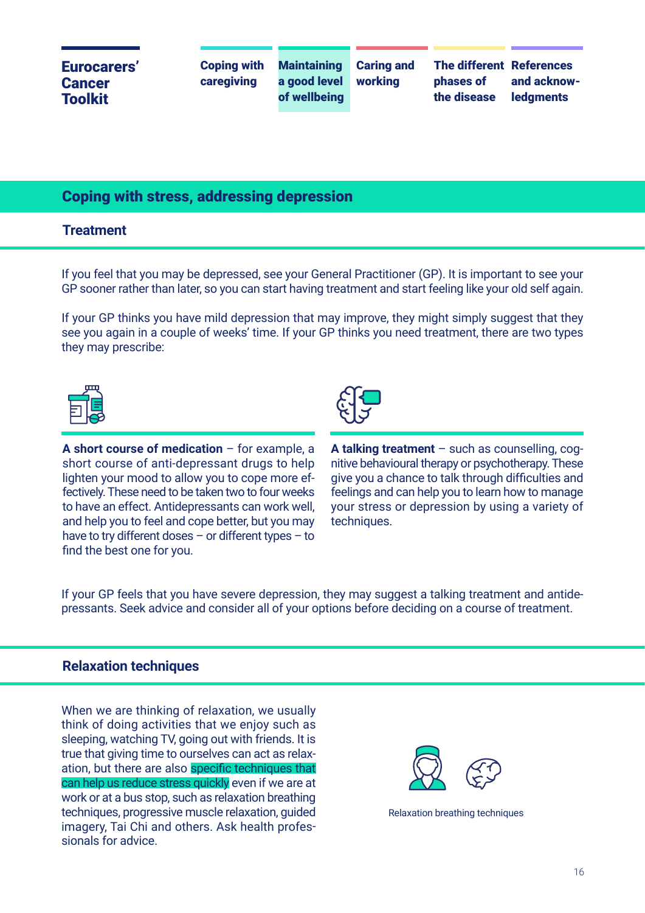## Coping with stress, addressing depression

### Treatment

If you feel that you may be depressed, see your General Practitioner (GP). It is important to see your GP sooner rather than later, so you can start having treatment and start feeling like your old self again.

If your GP thinks you have mild depression that may improve, they might simply suggest that they see you again in a couple of weeks' time. If your GP thinks you need treatment, there are two types they may prescribe:

**A short course of medication** – for example, a short course of anti-depressant drugs to help lighten your mood to allow you to cope more effectively. These need to be taken two to four weeks to have an effect. Antidepressants can work well, and help you to feel and cope better, but you may have to try different doses – or different types – to find the best one for you.

**A talking treatment** – such as counselling, cognitive behavioural therapy or psychotherapy. These give you a chance to talk through difficulties and feelings and can help you to learn how to manage your stress or depression by using a variety of techniques.

If your GP feels that you have severe depression, they may suggest a talking treatment and antidepressants. Seek advice and consider all of your options before deciding on a course of treatment.

### Relaxation techniques

When we are thinking of relaxation, we usually think of doing activities that we enjoy such as sleeping, watching TV, going out with friends. It is true that giving time to ourselves can act as relaxation, but there are also specific techniques that can help us reduce stress quickly even if we are at work or at a bus stop, such as relaxation breathing techniques, progressive muscle relaxation, guided imagery, Tai Chi and others. Ask health professionals for advice.

Relaxation breathing techniques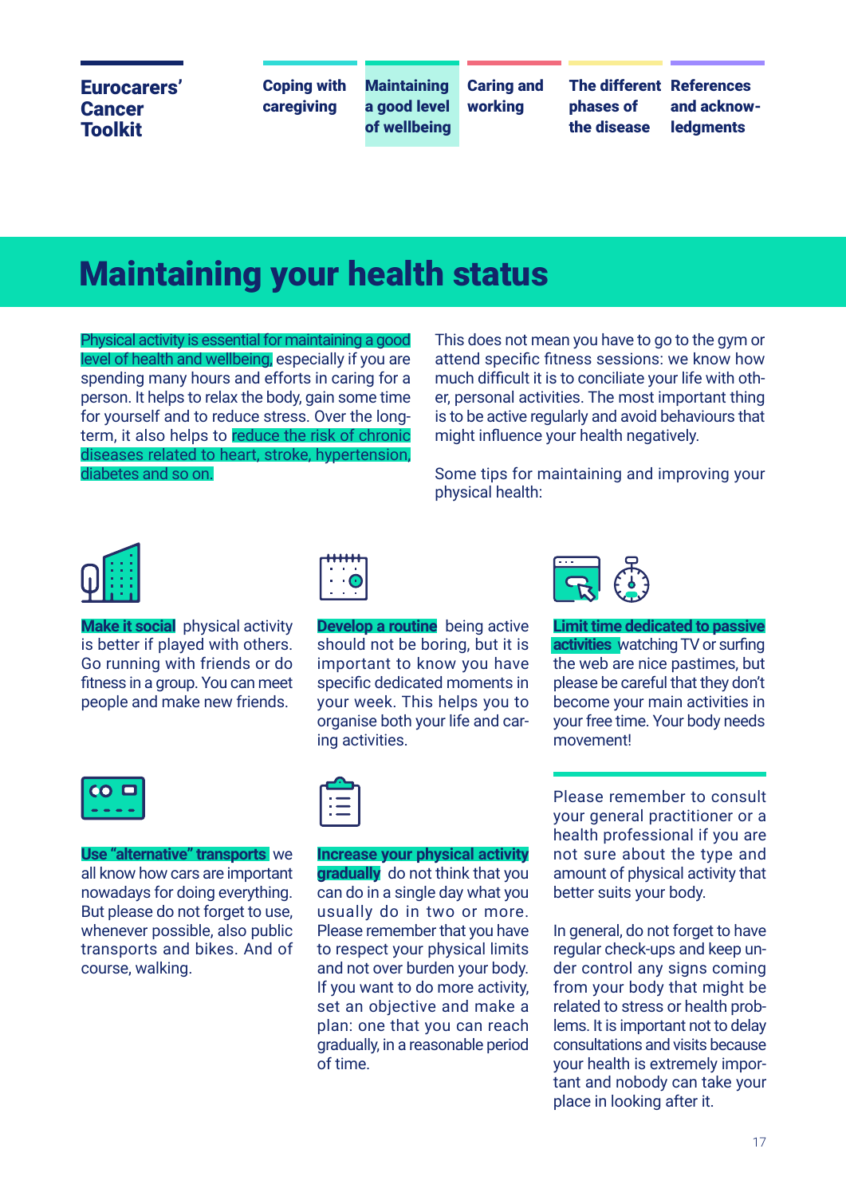# Maintaining your health status

Physical activity is essential for maintaining a good level of health and wellbeing, especially if you are spending many hours and efforts in caring for a person. It helps to relax the body, gain some time for yourself and to reduce stress. Over the long-term, it also helps to reduce the risk of chronic diseases related to heart, stroke, hypertension, diabetes and so on.

This does not mean you have to go to the gym or attend specific fitness sessions: we know how much difficult it is to conciliate your life with other, personal activities. The most important thing is to be active regularly and avoid behaviours that might influence your health negatively.

Some tips for maintaining and improving your physical health:

**Make it social** physical activity is better if played with others. Go running with friends or do fitness in a group. You can meet people and make new friends.

**Develop a routine** being active should not be boring, but it is important to know you have specific dedicated moments in your week. This helps you to organise both your life and caring activities.

**Limit time dedicated to passive activities** watching TV or surfing the web are nice pastimes, but please be careful that they don't become your main activities in your free time. Your body needs movement!

**Use "alternative" transports** we all know how cars are important nowadays for doing everything. But please do not forget to use, whenever possible, also public transports and bikes. And of course, walking.

**Increase your physical activity gradually** do not think that you can do in a single day what you usually do in two or more. Please remember that you have to respect your physical limits and not over burden your body. If you want to do more activity, set an objective and make a plan: one that you can reach gradually, in a reasonable period of time.

Please remember to consult your general practitioner or a health professional if you are not sure about the type and amount of physical activity that better suits your body.

In general, do not forget to have regular check-ups and keep under control any signs coming from your body that might be related to stress or health problems. It is important not to delay consultations and visits because your health is extremely important and nobody can take your place in looking after it.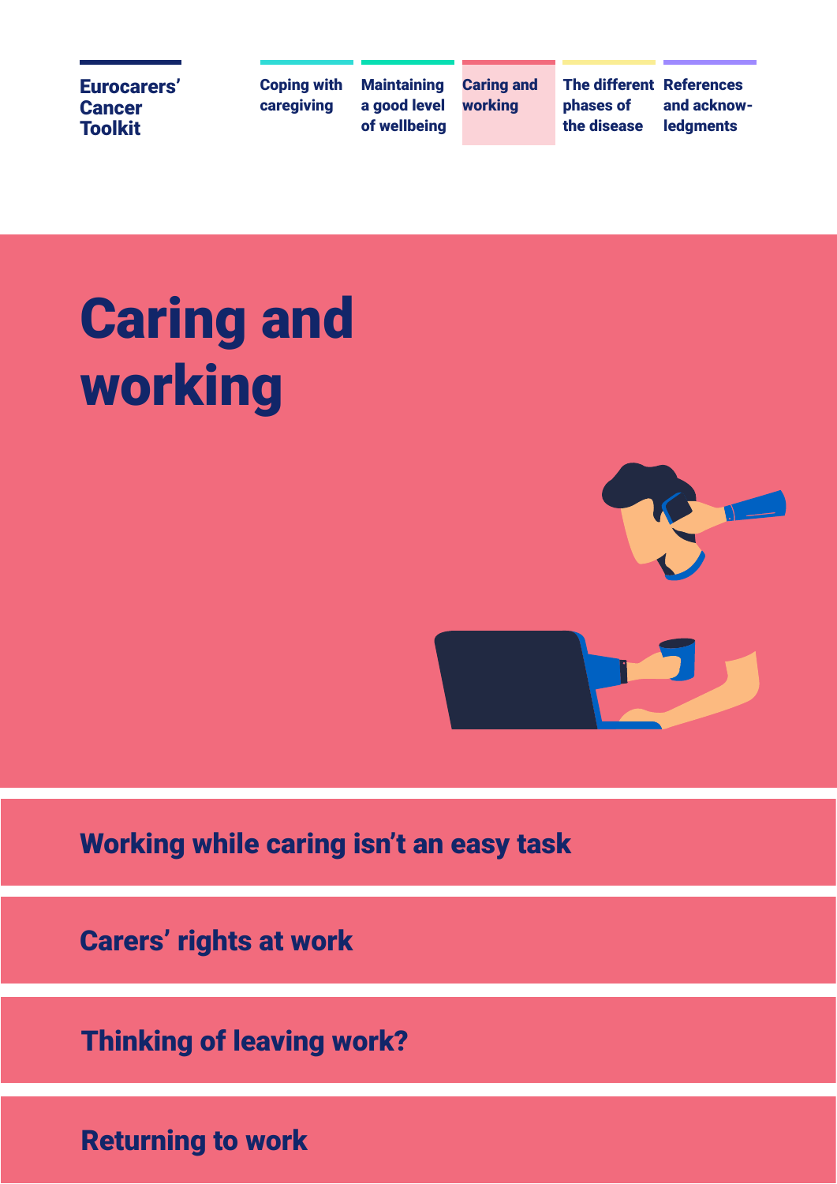Eurocarers' Cancer Toolkit

Coping with caregiving | Maintaining a good level of wellbeing | Caring and working | The different phases of the disease | References and acknow-ledgments

# Caring and working

## Working while caring isn't an easy task

## Carers' rights at work

## Thinking of leaving work?

## Returning to work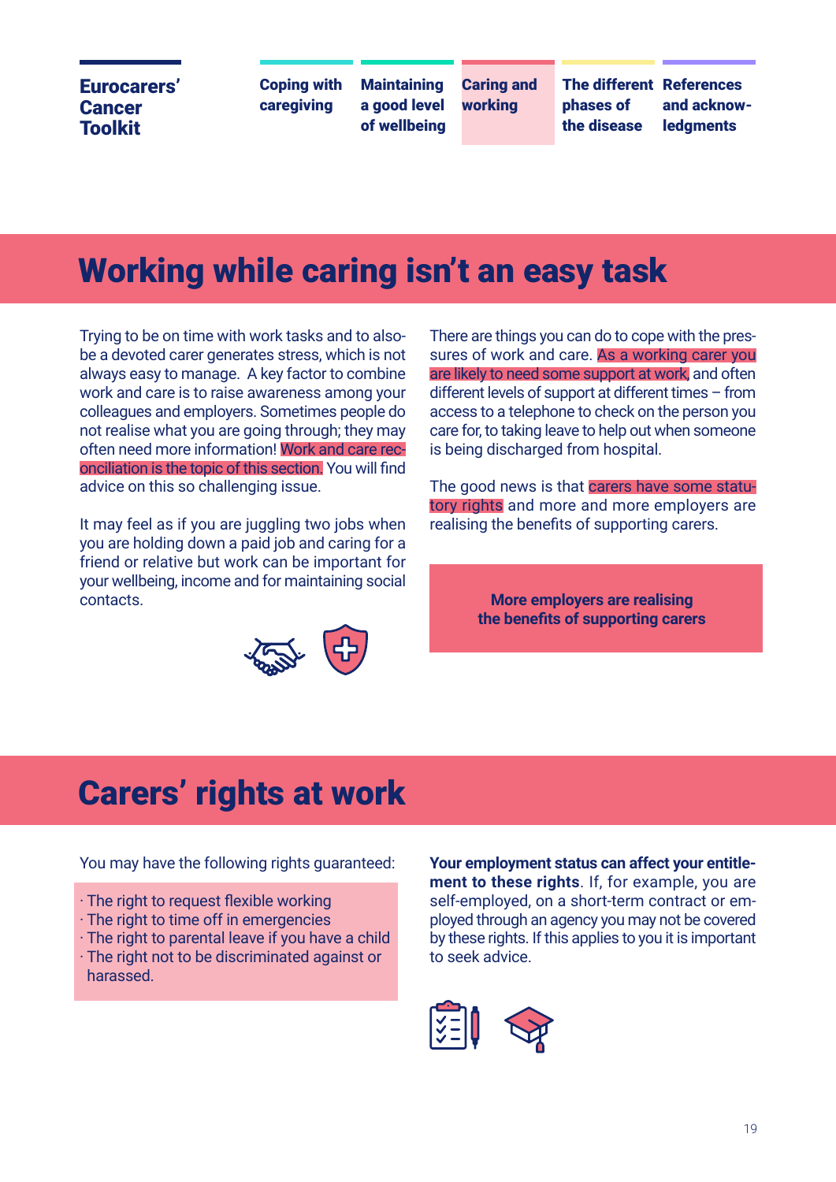# Working while caring isn't an easy task

Trying to be on time with work tasks and to also be a devoted carer generates stress, which is not always easy to manage. A key factor to combine work and care is to raise awareness among your colleagues and employers. Sometimes people do not realise what you are going through; they may often need more information! Work and care reconciliation is the topic of this section. You will find advice on this so challenging issue.

It may feel as if you are juggling two jobs when you are holding down a paid job and caring for a friend or relative but work can be important for your wellbeing, income and for maintaining social contacts.

There are things you can do to cope with the pressures of work and care. As a working carer you are likely to need some support at work, and often different levels of support at different times – from access to a telephone to check on the person you care for, to taking leave to help out when someone is being discharged from hospital.

The good news is that carers have some statutory rights and more and more employers are realising the benefits of supporting carers.

**More employers are realising the benefits of supporting carers**

# Carers' rights at work

You may have the following rights guaranteed:

- The right to request flexible working
- The right to time off in emergencies
- The right to parental leave if you have a child
- The right not to be discriminated against or harassed.

**Your employment status can affect your entitlement to these rights**. If, for example, you are self-employed, on a short-term contract or employed through an agency you may not be covered by these rights. If this applies to you it is important to seek advice.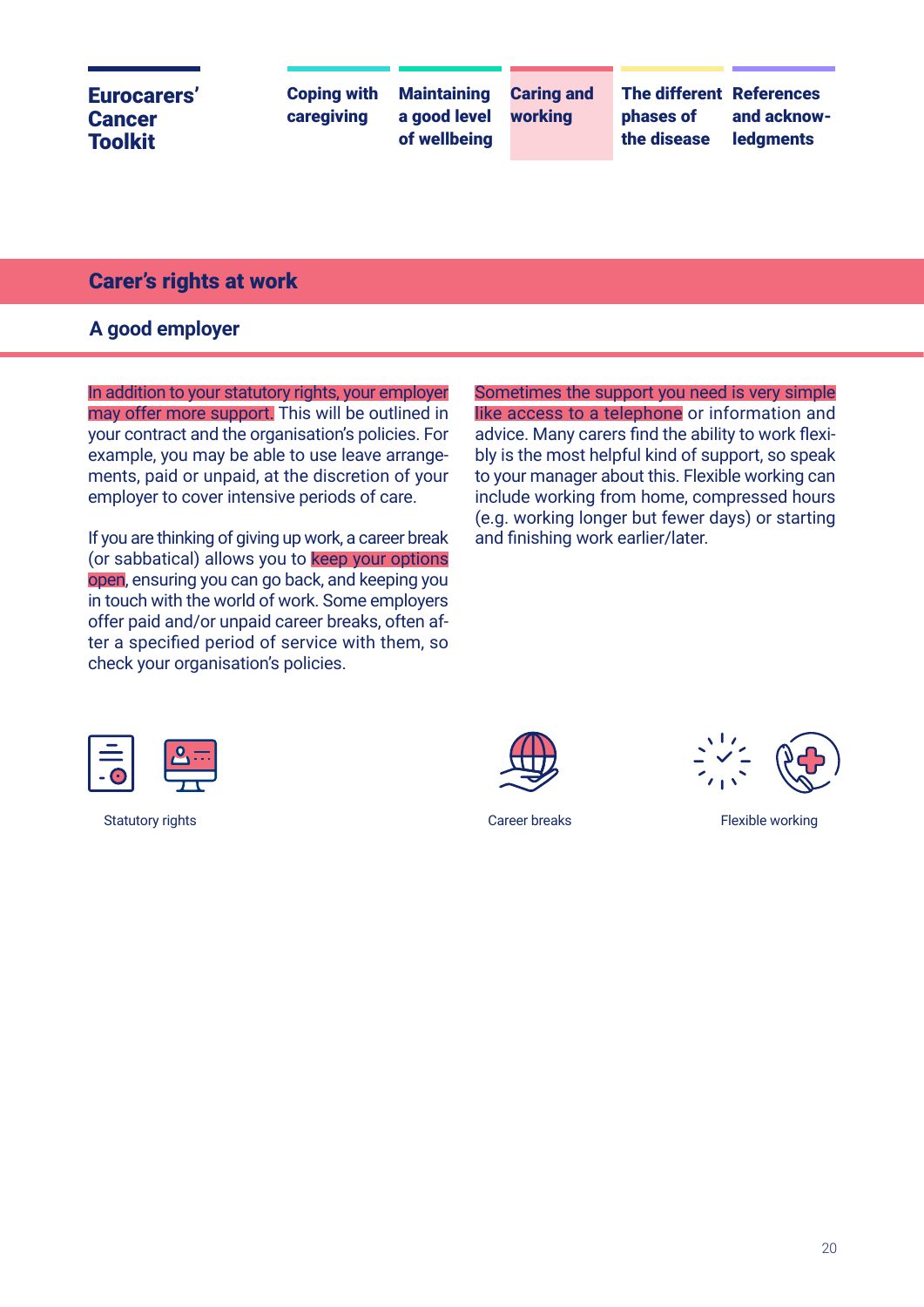## Carer's rights at work

### A good employer

In addition to your statutory rights, your employer may offer more support. This will be outlined in your contract and the organisation's policies. For example, you may be able to use leave arrangements, paid or unpaid, at the discretion of your employer to cover intensive periods of care.

If you are thinking of giving up work, a career break (or sabbatical) allows you to keep your options open, ensuring you can go back, and keeping you in touch with the world of work. Some employers offer paid and/or unpaid career breaks, often after a specified period of service with them, so check your organisation's policies.

Sometimes the support you need is very simple like access to a telephone or information and advice. Many carers find the ability to work flexibly is the most helpful kind of support, so speak to your manager about this. Flexible working can include working from home, compressed hours (e.g. working longer but fewer days) or starting and finishing work earlier/later.

Statutory rights

Career breaks

Flexible working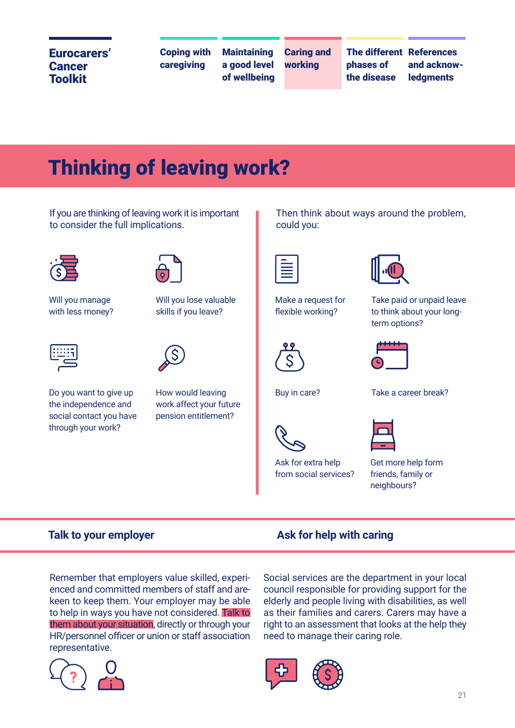# Thinking of leaving work?

If you are thinking of leaving work it is important to consider the full implications.

- Will you manage with less money?
- Will you lose valuable skills if you leave?
- Do you want to give up the independence and social contact you have through your work?
- How would leaving work affect your future pension entitlement?

Then think about ways around the problem, could you:

- Make a request for flexible working?
- Take paid or unpaid leave to think about your long-term options?
- Buy in care?
- Take a career break?
- Ask for extra help from social services?
- Get more help form friends, family or neighbours?

## Talk to your employer

Remember that employers value skilled, experienced and committed members of staff and are keen to keep them. Your employer may be able to help in ways you have not considered. Talk to them about your situation, directly or through your HR/personnel officer or union or staff association representative.

## Ask for help with caring

Social services are the department in your local council responsible for providing support for the elderly and people living with disabilities, as well as their families and carers. Carers may have a right to an assessment that looks at the help they need to manage their caring role.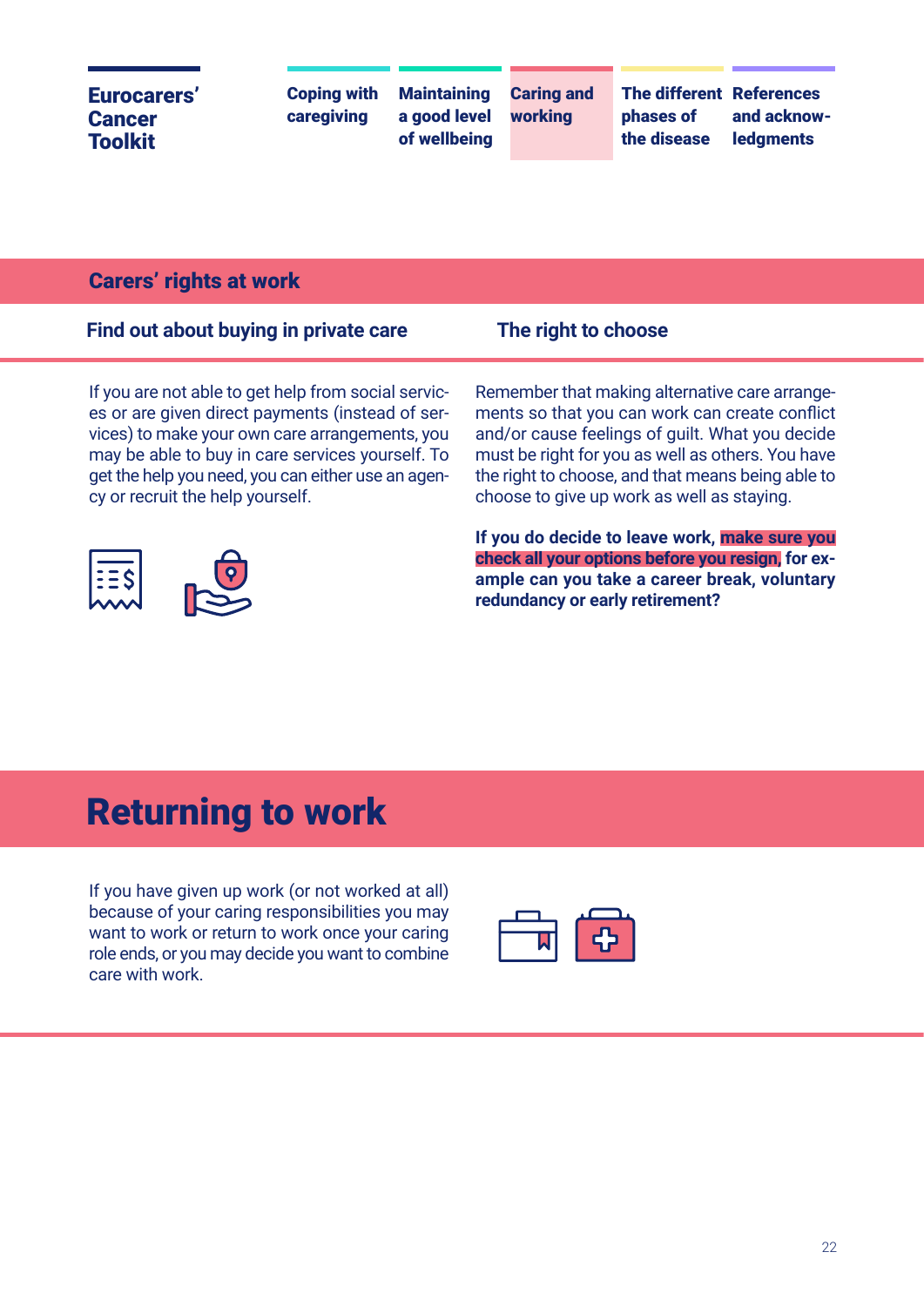## Carers' rights at work

### Find out about buying in private care

If you are not able to get help from social services or are given direct payments (instead of services) to make your own care arrangements, you may be able to buy in care services yourself. To get the help you need, you can either use an agency or recruit the help yourself.

### The right to choose

Remember that making alternative care arrangements so that you can work can create conflict and/or cause feelings of guilt. What you decide must be right for you as well as others. You have the right to choose, and that means being able to choose to give up work as well as staying.

**If you do decide to leave work, make sure you check all your options before you resign, for example can you take a career break, voluntary redundancy or early retirement?**

# Returning to work

If you have given up work (or not worked at all) because of your caring responsibilities you may want to work or return to work once your caring role ends, or you may decide you want to combine care with work.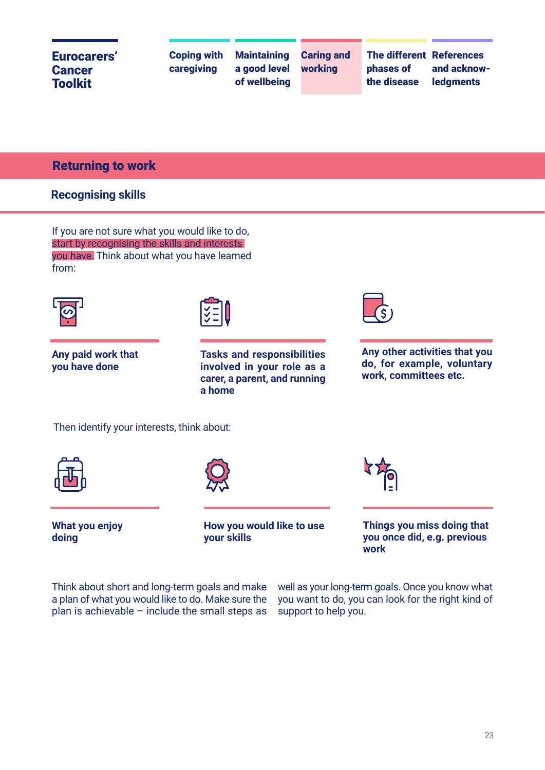## Returning to work

### Recognising skills

If you are not sure what you would like to do, start by recognising the skills and interests you have. Think about what you have learned from:

**Any paid work that you have done**

**Tasks and responsibilities involved in your role as a carer, a parent, and running a home**

**Any other activities that you do, for example, voluntary work, committees etc.**

Then identify your interests, think about:

**What you enjoy doing**

**How you would like to use your skills**

**Things you miss doing that you once did, e.g. previous work**

Think about short and long-term goals and make a plan of what you would like to do. Make sure the plan is achievable – include the small steps as well as your long-term goals. Once you know what you want to do, you can look for the right kind of support to help you.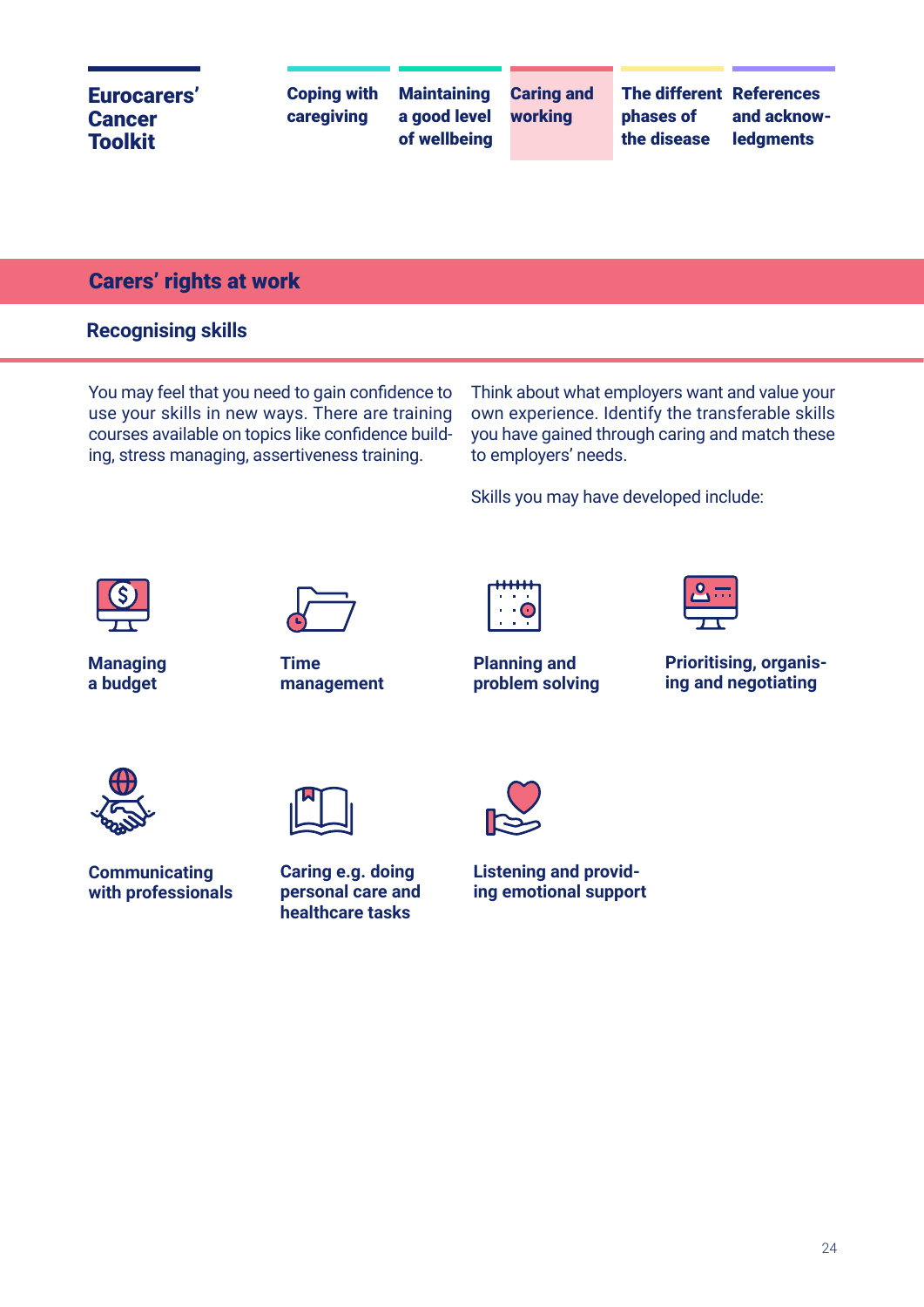## Carers’ rights at work

### Recognising skills

You may feel that you need to gain confidence to use your skills in new ways. There are training courses available on topics like confidence building, stress managing, assertiveness training.

Think about what employers want and value your own experience. Identify the transferable skills you have gained through caring and match these to employers’ needs.

Skills you may have developed include:

- **Managing a budget**
- **Time management**
- **Planning and problem solving**
- **Prioritising, organising and negotiating**
- **Communicating with professionals**
- **Caring e.g. doing personal care and healthcare tasks**
- **Listening and providing emotional support**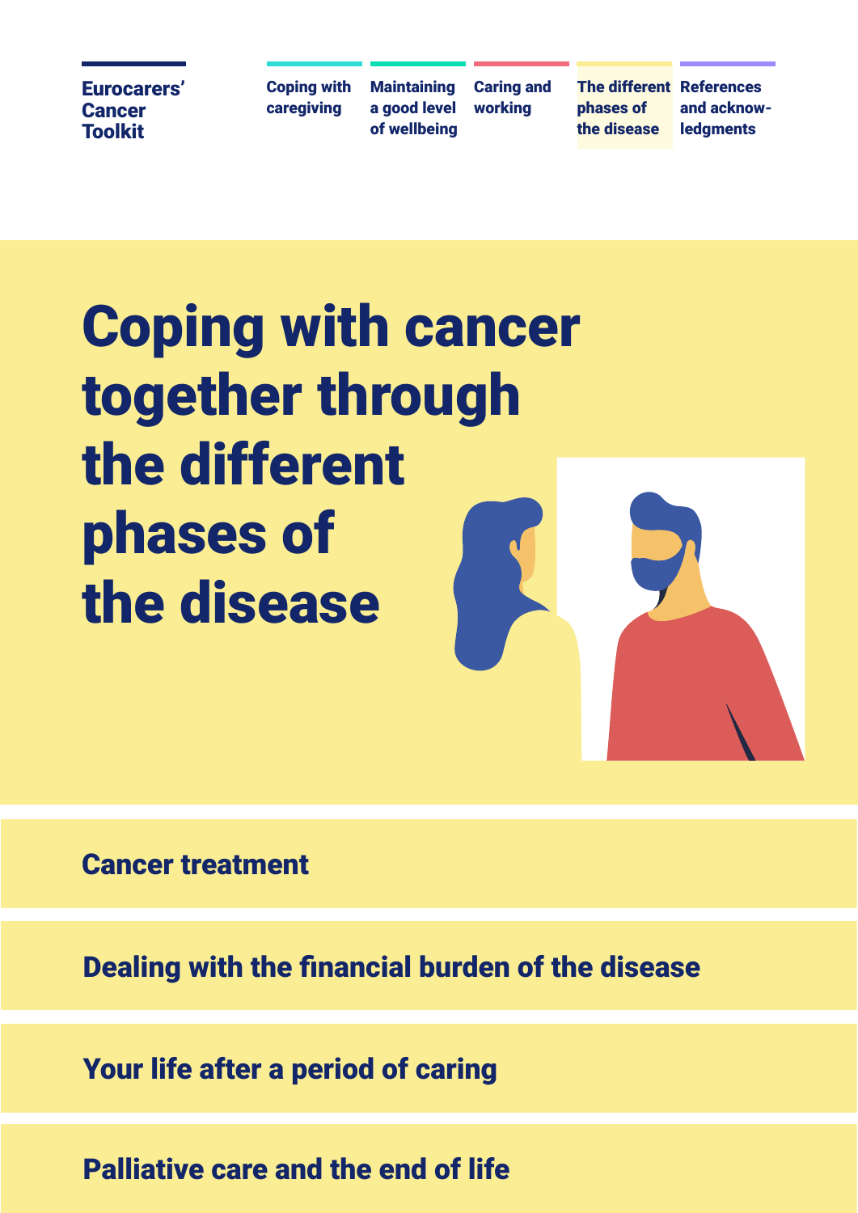# Coping with cancer together through the different phases of the disease

## Cancer treatment

## Dealing with the financial burden of the disease

## Your life after a period of caring

## Palliative care and the end of life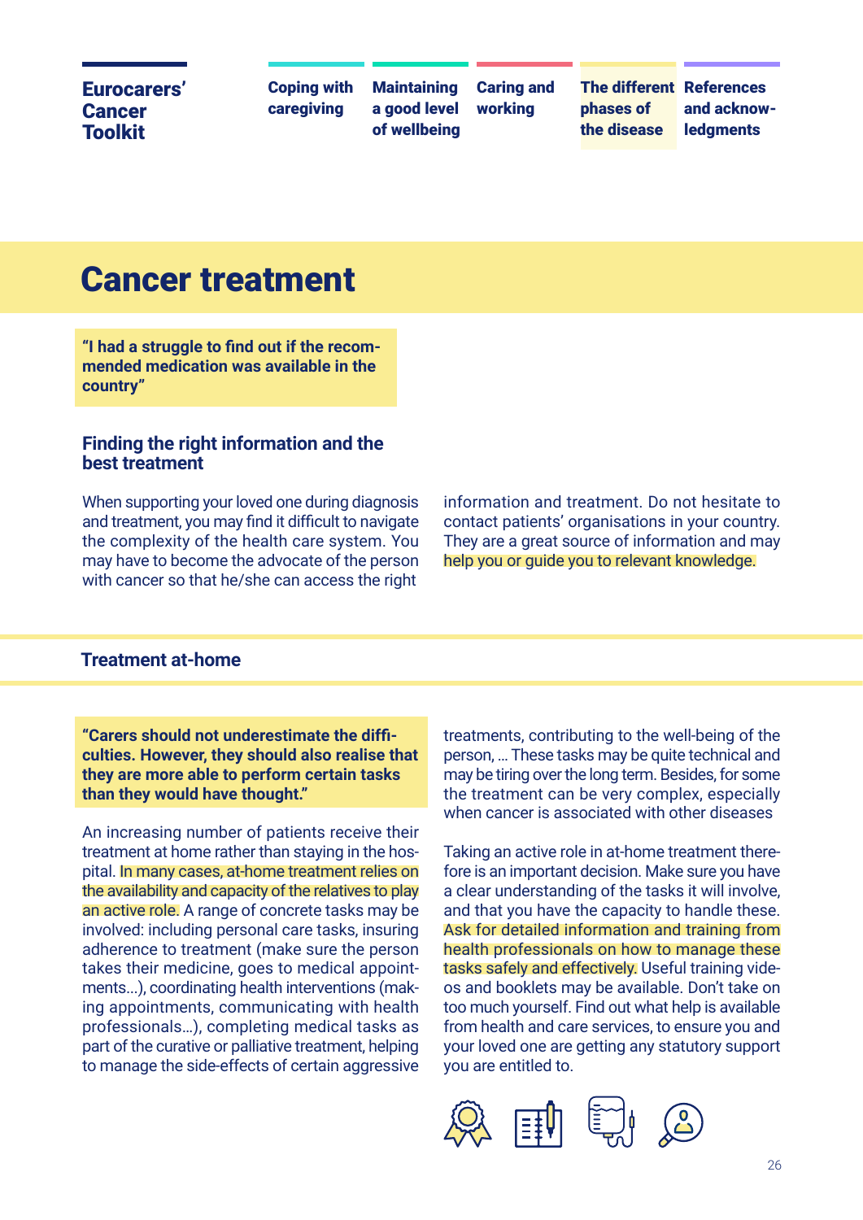# Cancer treatment

**"I had a struggle to find out if the recommended medication was available in the country"**

## Finding the right information and the best treatment

When supporting your loved one during diagnosis and treatment, you may find it difficult to navigate the complexity of the health care system. You may have to become the advocate of the person with cancer so that he/she can access the right information and treatment. Do not hesitate to contact patients' organisations in your country. They are a great source of information and may help you or guide you to relevant knowledge.

## Treatment at-home

**"Carers should not underestimate the difficulties. However, they should also realise that they are more able to perform certain tasks than they would have thought."**

An increasing number of patients receive their treatment at home rather than staying in the hospital. In many cases, at-home treatment relies on the availability and capacity of the relatives to play an active role. A range of concrete tasks may be involved: including personal care tasks, insuring adherence to treatment (make sure the person takes their medicine, goes to medical appointments...), coordinating health interventions (making appointments, communicating with health professionals...), completing medical tasks as part of the curative or palliative treatment, helping to manage the side-effects of certain aggressive treatments, contributing to the well-being of the person, ... These tasks may be quite technical and may be tiring over the long term. Besides, for some the treatment can be very complex, especially when cancer is associated with other diseases

Taking an active role in at-home treatment therefore is an important decision. Make sure you have a clear understanding of the tasks it will involve, and that you have the capacity to handle these. Ask for detailed information and training from health professionals on how to manage these tasks safely and effectively. Useful training videos and booklets may be available. Don't take on too much yourself. Find out what help is available from health and care services, to ensure you and your loved one are getting any statutory support you are entitled to.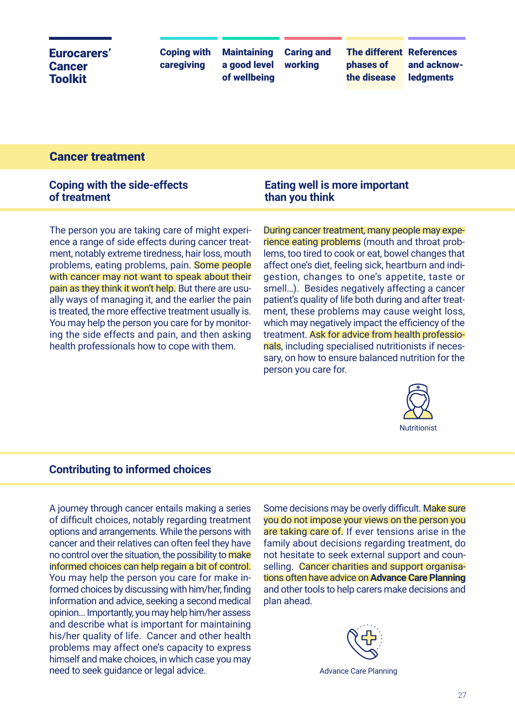## Cancer treatment

### Coping with the side-effects of treatment

The person you are taking care of might experience a range of side effects during cancer treatment, notably extreme tiredness, hair loss, mouth problems, eating problems, pain. Some people with cancer may not want to speak about their pain as they think it won't help. But there are usually ways of managing it, and the earlier the pain is treated, the more effective treatment usually is. You may help the person you care for by monitoring the side effects and pain, and then asking health professionals how to cope with them.

### Eating well is more important than you think

During cancer treatment, many people may experience eating problems (mouth and throat problems, too tired to cook or eat, bowel changes that affect one's diet, feeling sick, heartburn and indigestion, changes to one's appetite, taste or smell…). Besides negatively affecting a cancer patient's quality of life both during and after treatment, these problems may cause weight loss, which may negatively impact the efficiency of the treatment. Ask for advice from health professionals, including specialised nutritionists if necessary, on how to ensure balanced nutrition for the person you care for.

Nutritionist

### Contributing to informed choices

A journey through cancer entails making a series of difficult choices, notably regarding treatment options and arrangements. While the persons with cancer and their relatives can often feel they have no control over the situation, the possibility to make informed choices can help regain a bit of control. You may help the person you care for make informed choices by discussing with him/her, finding information and advice, seeking a second medical opinion… Importantly, you may help him/her assess and describe what is important for maintaining his/her quality of life. Cancer and other health problems may affect one's capacity to express himself and make choices, in which case you may need to seek guidance or legal advice.

Some decisions may be overly difficult. Make sure you do not impose your views on the person you are taking care of. If ever tensions arise in the family about decisions regarding treatment, do not hesitate to seek external support and counselling. Cancer charities and support organisations often have advice on **Advance Care Planning** and other tools to help carers make decisions and plan ahead.

Advance Care Planning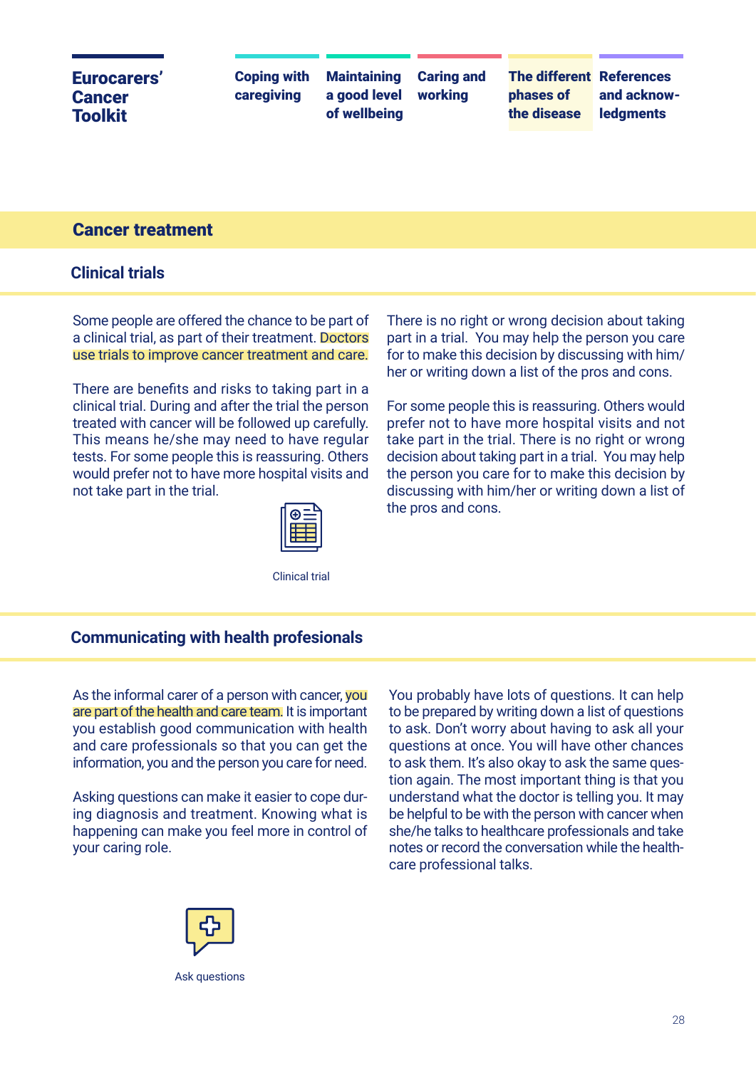## Cancer treatment

### Clinical trials

Some people are offered the chance to be part of a clinical trial, as part of their treatment. Doctors use trials to improve cancer treatment and care.

There are benefits and risks to taking part in a clinical trial. During and after the trial the person treated with cancer will be followed up carefully. This means he/she may need to have regular tests. For some people this is reassuring. Others would prefer not to have more hospital visits and not take part in the trial.

Clinical trial

There is no right or wrong decision about taking part in a trial. You may help the person you care for to make this decision by discussing with him/her or writing down a list of the pros and cons.

For some people this is reassuring. Others would prefer not to have more hospital visits and not take part in the trial. There is no right or wrong decision about taking part in a trial. You may help the person you care for to make this decision by discussing with him/her or writing down a list of the pros and cons.

### Communicating with health profesionals

As the informal carer of a person with cancer, you are part of the health and care team. It is important you establish good communication with health and care professionals so that you can get the information, you and the person you care for need.

Asking questions can make it easier to cope during diagnosis and treatment. Knowing what is happening can make you feel more in control of your caring role.

Ask questions

You probably have lots of questions. It can help to be prepared by writing down a list of questions to ask. Don't worry about having to ask all your questions at once. You will have other chances to ask them. It's also okay to ask the same question again. The most important thing is that you understand what the doctor is telling you. It may be helpful to be with the person with cancer when she/he talks to healthcare professionals and take notes or record the conversation while the healthcare professional talks.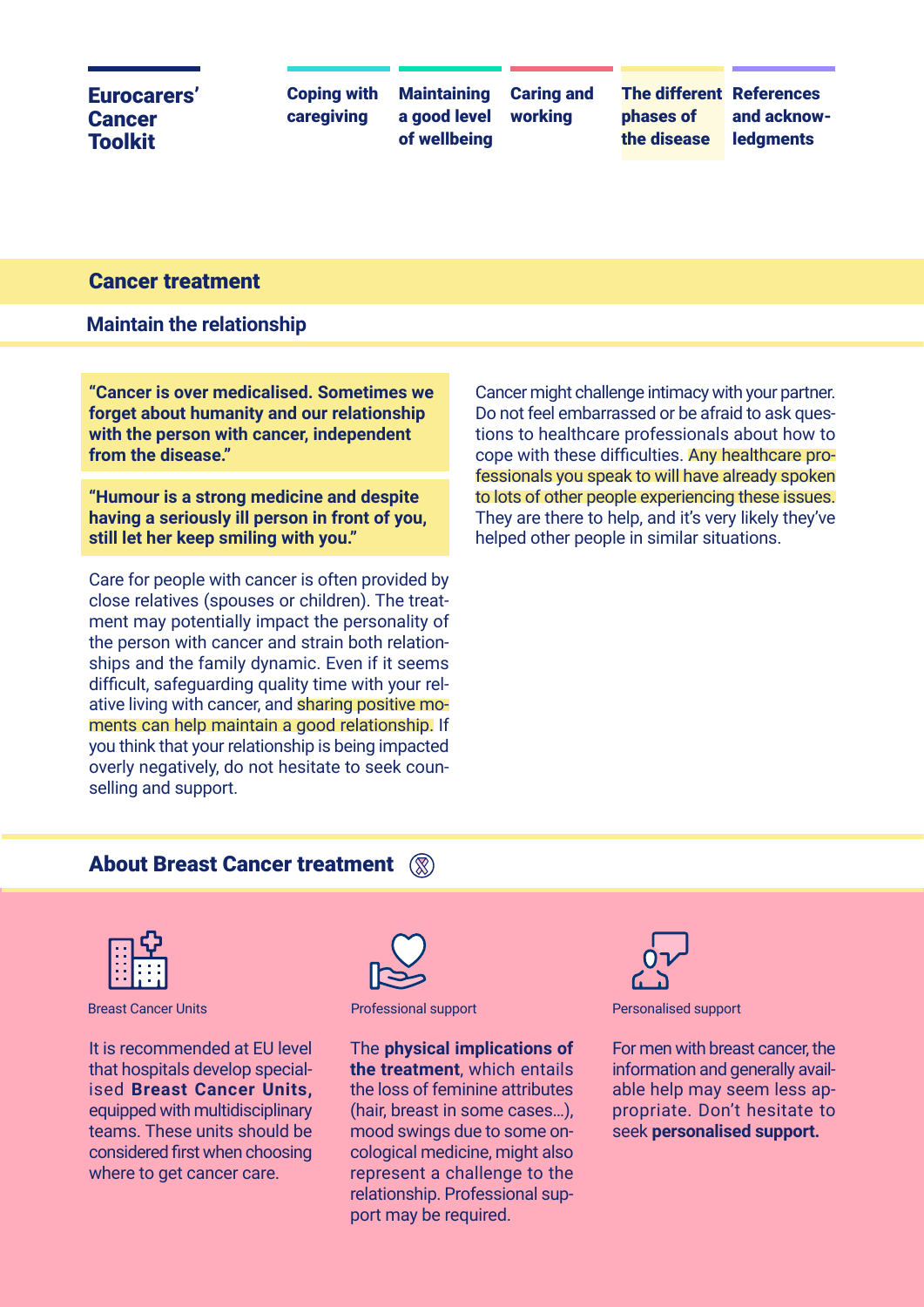## Cancer treatment

### Maintain the relationship

**"Cancer is over medicalised. Sometimes we forget about humanity and our relationship with the person with cancer, independent from the disease."**

**"Humour is a strong medicine and despite having a seriously ill person in front of you, still let her keep smiling with you."**

Care for people with cancer is often provided by close relatives (spouses or children). The treatment may potentially impact the personality of the person with cancer and strain both relationships and the family dynamic. Even if it seems difficult, safeguarding quality time with your relative living with cancer, and sharing positive moments can help maintain a good relationship. If you think that your relationship is being impacted overly negatively, do not hesitate to seek counselling and support.

Cancer might challenge intimacy with your partner. Do not feel embarrassed or be afraid to ask questions to healthcare professionals about how to cope with these difficulties. Any healthcare professionals you speak to will have already spoken to lots of other people experiencing these issues. They are there to help, and it's very likely they've helped other people in similar situations.

## About Breast Cancer treatment

Breast Cancer Units

It is recommended at EU level that hospitals develop specialised **Breast Cancer Units,** equipped with multidisciplinary teams. These units should be considered first when choosing where to get cancer care.

Professional support

The **physical implications of the treatment**, which entails the loss of feminine attributes (hair, breast in some cases…), mood swings due to some oncological medicine, might also represent a challenge to the relationship. Professional support may be required.

Personalised support

For men with breast cancer, the information and generally available help may seem less appropriate. Don't hesitate to seek **personalised support.**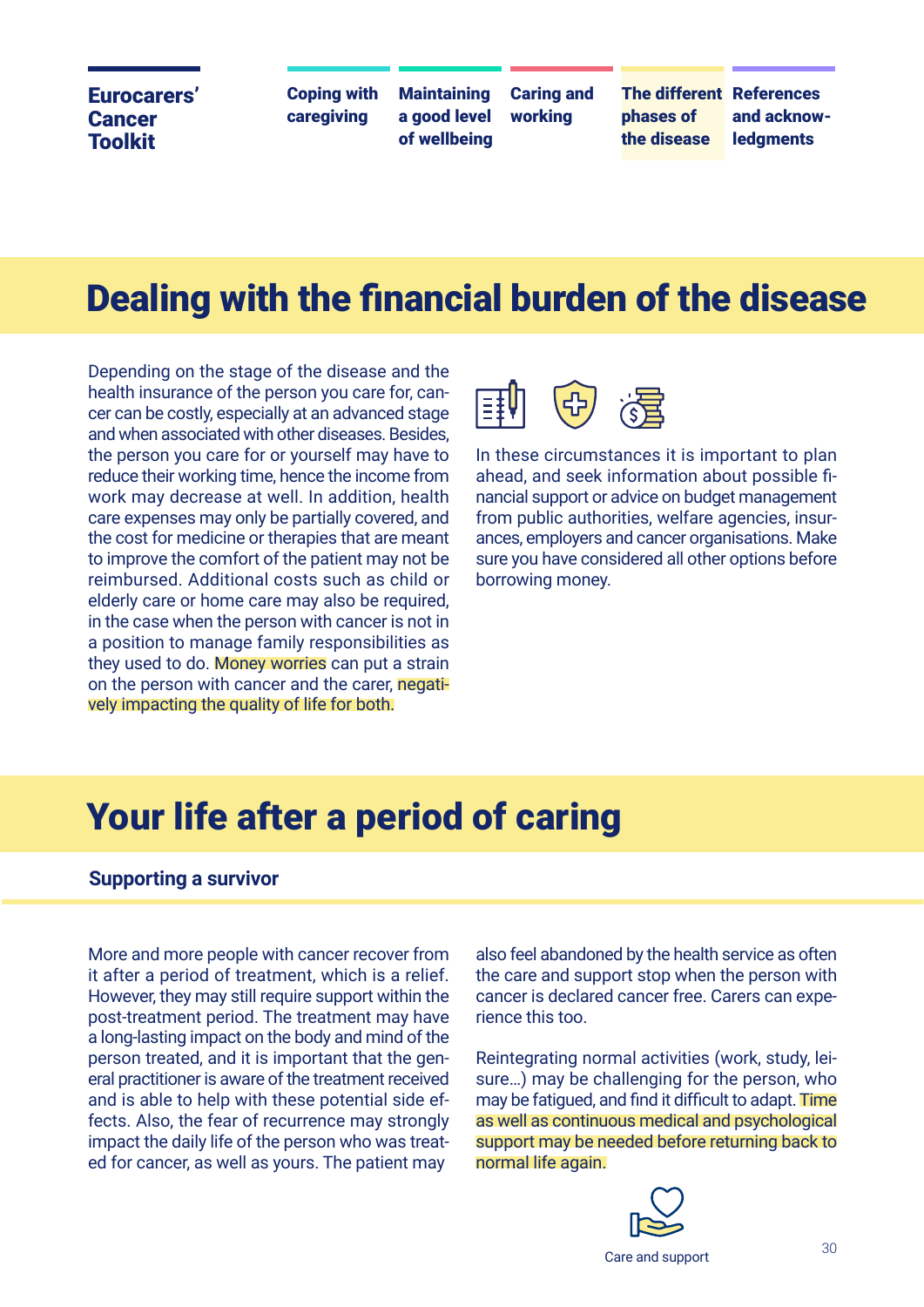# Dealing with the financial burden of the disease

Depending on the stage of the disease and the health insurance of the person you care for, cancer can be costly, especially at an advanced stage and when associated with other diseases. Besides, the person you care for or yourself may have to reduce their working time, hence the income from work may decrease at well. In addition, health care expenses may only be partially covered, and the cost for medicine or therapies that are meant to improve the comfort of the patient may not be reimbursed. Additional costs such as child or elderly care or home care may also be required, in the case when the person with cancer is not in a position to manage family responsibilities as they used to do. Money worries can put a strain on the person with cancer and the carer, negatively impacting the quality of life for both.

In these circumstances it is important to plan ahead, and seek information about possible financial support or advice on budget management from public authorities, welfare agencies, insurances, employers and cancer organisations. Make sure you have considered all other options before borrowing money.

# Your life after a period of caring

## Supporting a survivor

More and more people with cancer recover from it after a period of treatment, which is a relief. However, they may still require support within the post-treatment period. The treatment may have a long-lasting impact on the body and mind of the person treated, and it is important that the general practitioner is aware of the treatment received and is able to help with these potential side effects. Also, the fear of recurrence may strongly impact the daily life of the person who was treated for cancer, as well as yours. The patient may also feel abandoned by the health service as often the care and support stop when the person with cancer is declared cancer free. Carers can experience this too.

Reintegrating normal activities (work, study, leisure…) may be challenging for the person, who may be fatigued, and find it difficult to adapt. Time as well as continuous medical and psychological support may be needed before returning back to normal life again.

Care and support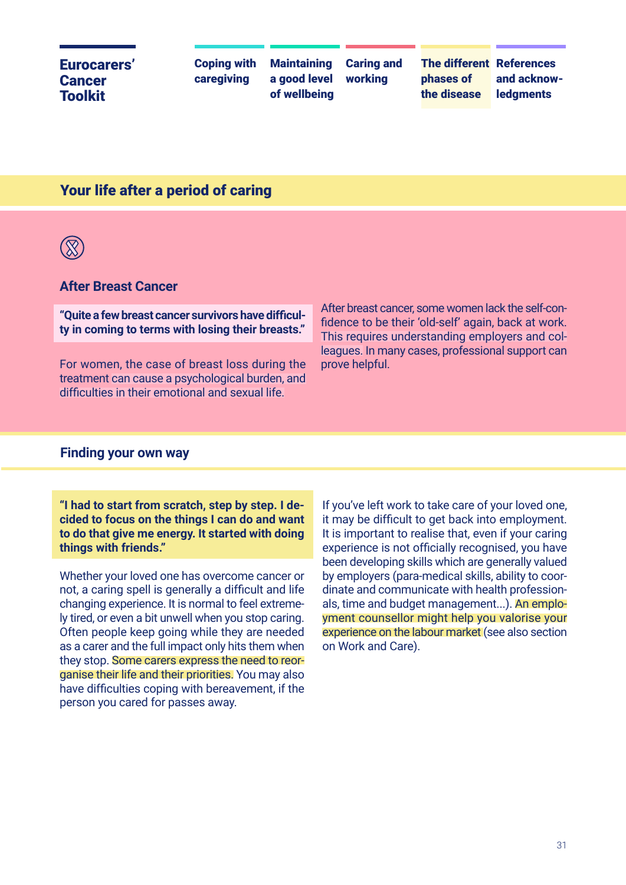## Your life after a period of caring

### After Breast Cancer

**"Quite a few breast cancer survivors have difficulty in coming to terms with losing their breasts."**

For women, the case of breast loss during the treatment can cause a psychological burden, and difficulties in their emotional and sexual life.

After breast cancer, some women lack the self-confidence to be their 'old-self' again, back at work. This requires understanding employers and colleagues. In many cases, professional support can prove helpful.

## Finding your own way

**"I had to start from scratch, step by step. I decided to focus on the things I can do and want to do that give me energy. It started with doing things with friends."**

Whether your loved one has overcome cancer or not, a caring spell is generally a difficult and life changing experience. It is normal to feel extremely tired, or even a bit unwell when you stop caring. Often people keep going while they are needed as a carer and the full impact only hits them when they stop. Some carers express the need to reorganise their life and their priorities. You may also have difficulties coping with bereavement, if the person you cared for passes away.

If you've left work to take care of your loved one, it may be difficult to get back into employment. It is important to realise that, even if your caring experience is not officially recognised, you have been developing skills which are generally valued by employers (para-medical skills, ability to coordinate and communicate with health professionals, time and budget management...). An employment counsellor might help you valorise your experience on the labour market (see also section on Work and Care).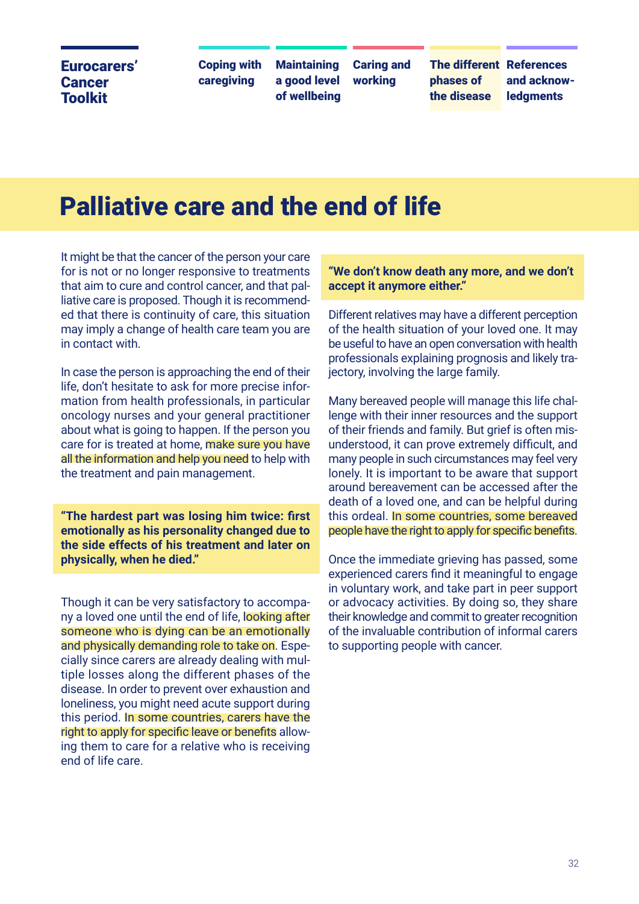# Palliative care and the end of life

It might be that the cancer of the person your care for is not or no longer responsive to treatments that aim to cure and control cancer, and that palliative care is proposed. Though it is recommended that there is continuity of care, this situation may imply a change of health care team you are in contact with.

In case the person is approaching the end of their life, don't hesitate to ask for more precise information from health professionals, in particular oncology nurses and your general practitioner about what is going to happen. If the person you care for is treated at home, make sure you have all the information and help you need to help with the treatment and pain management.

**"The hardest part was losing him twice: first emotionally as his personality changed due to the side effects of his treatment and later on physically, when he died."**

Though it can be very satisfactory to accompany a loved one until the end of life, looking after someone who is dying can be an emotionally and physically demanding role to take on. Especially since carers are already dealing with multiple losses along the different phases of the disease. In order to prevent over exhaustion and loneliness, you might need acute support during this period. In some countries, carers have the right to apply for specific leave or benefits allowing them to care for a relative who is receiving end of life care.

**"We don't know death any more, and we don't accept it anymore either."**

Different relatives may have a different perception of the health situation of your loved one. It may be useful to have an open conversation with health professionals explaining prognosis and likely trajectory, involving the large family.

Many bereaved people will manage this life challenge with their inner resources and the support of their friends and family. But grief is often misunderstood, it can prove extremely difficult, and many people in such circumstances may feel very lonely. It is important to be aware that support around bereavement can be accessed after the death of a loved one, and can be helpful during this ordeal. In some countries, some bereaved people have the right to apply for specific benefits.

Once the immediate grieving has passed, some experienced carers find it meaningful to engage in voluntary work, and take part in peer support or advocacy activities. By doing so, they share their knowledge and commit to greater recognition of the invaluable contribution of informal carers to supporting people with cancer.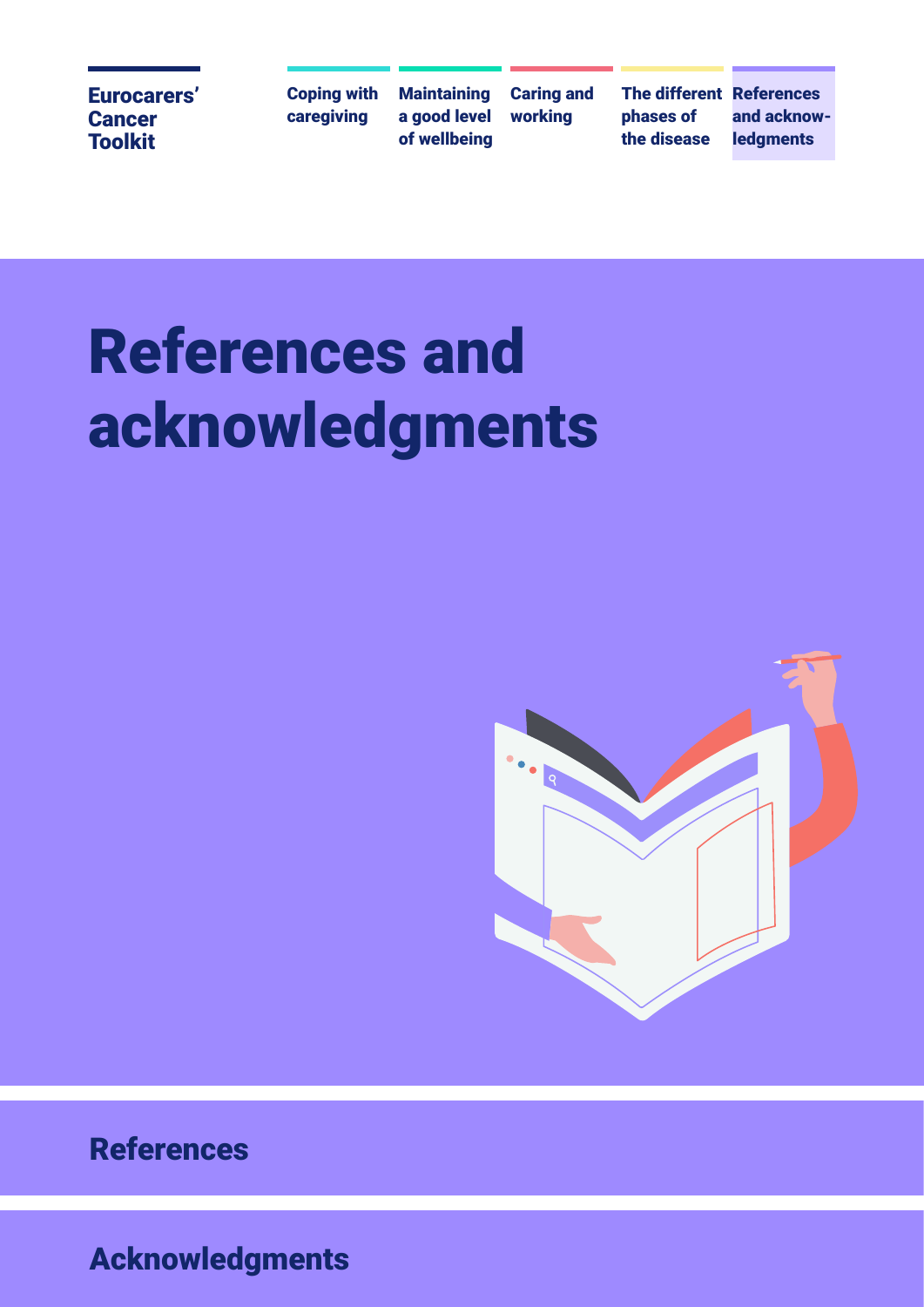# References and acknowledgments

## References

## Acknowledgments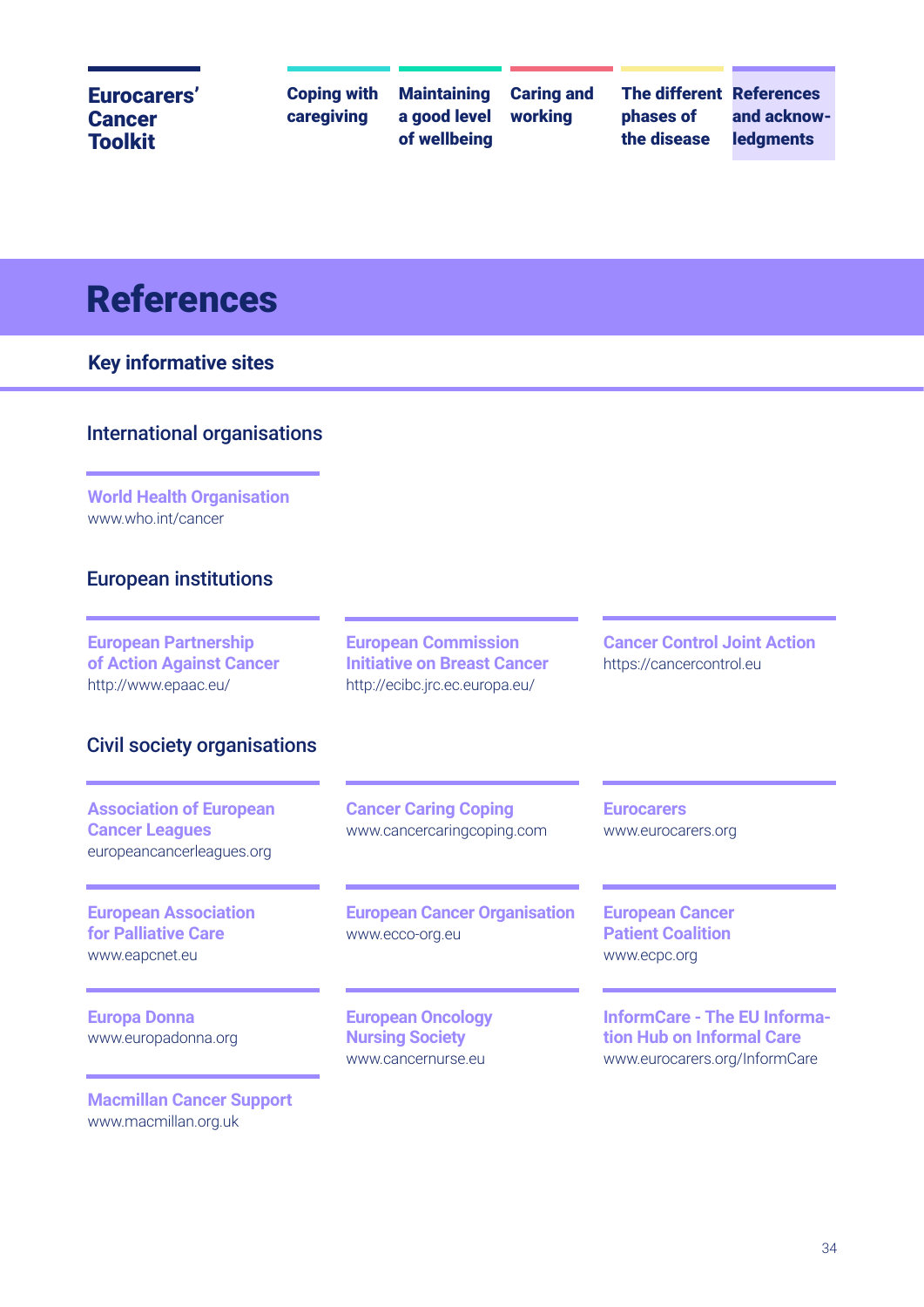# References

## Key informative sites

### International organisations

**World Health Organisation**
www.who.int/cancer

### European institutions

**European Partnership of Action Against Cancer**
http://www.epaac.eu/

**European Commission Initiative on Breast Cancer**
http://ecibc.jrc.ec.europa.eu/

**Cancer Control Joint Action**
https://cancercontrol.eu

### Civil society organisations

**Association of European Cancer Leagues**
europeancancerleagues.org

**Cancer Caring Coping**
www.cancercaringcoping.com

**Eurocarers**
www.eurocarers.org

**European Association for Palliative Care**
www.eapcnet.eu

**European Cancer Organisation**
www.ecco-org.eu

**European Cancer Patient Coalition**
www.ecpc.org

**Europa Donna**
www.europadonna.org

**European Oncology Nursing Society**
www.cancernurse.eu

**InformCare - The EU Information Hub on Informal Care**
www.eurocarers.org/InformCare

**Macmillan Cancer Support**
www.macmillan.org.uk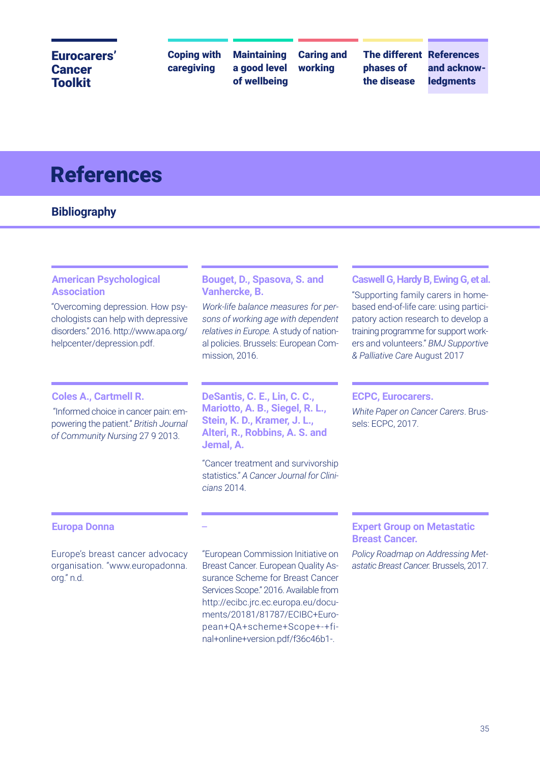// Note: Top navigation header (Eurocarers' Cancer Toolkit, section tabs) omitted as running header.

# References

## Bibliography

**American Psychological Association**

"Overcoming depression. How psychologists can help with depressive disorders." 2016. http://www.apa.org/helpcenter/depression.pdf.

**Bouget, D., Spasova, S. and Vanhercke, B.**

*Work-life balance measures for persons of working age with dependent relatives in Europe.* A study of national policies. Brussels: European Commission, 2016.

**Caswell G, Hardy B, Ewing G, et al.**

"Supporting family carers in home-based end-of-life care: using participatory action research to develop a training programme for support workers and volunteers." *BMJ Supportive & Palliative Care* August 2017

**Coles A., Cartmell R.**

"Informed choice in cancer pain: empowering the patient." *British Journal of Community Nursing* 27 9 2013.

**DeSantis, C. E., Lin, C. C., Mariotto, A. B., Siegel, R. L., Stein, K. D., Kramer, J. L., Alteri, R., Robbins, A. S. and Jemal, A.**

"Cancer treatment and survivorship statistics." *A Cancer Journal for Clinicians* 2014.

**ECPC, Eurocarers.**

*White Paper on Cancer Carers*. Brussels: ECPC, 2017.

**Europa Donna**

Europe's breast cancer advocacy organisation. "www.europadonna.org." n.d.

**–**

"European Commission Initiative on Breast Cancer. European Quality Assurance Scheme for Breast Cancer Services Scope." 2016. Available from http://ecibc.jrc.ec.europa.eu/documents/20181/81787/ECIBC+European+QA+scheme+Scope+-+final+online+version.pdf/f36c46b1-.

**Expert Group on Metastatic Breast Cancer.**

*Policy Roadmap on Addressing Metastatic Breast Cancer.* Brussels, 2017.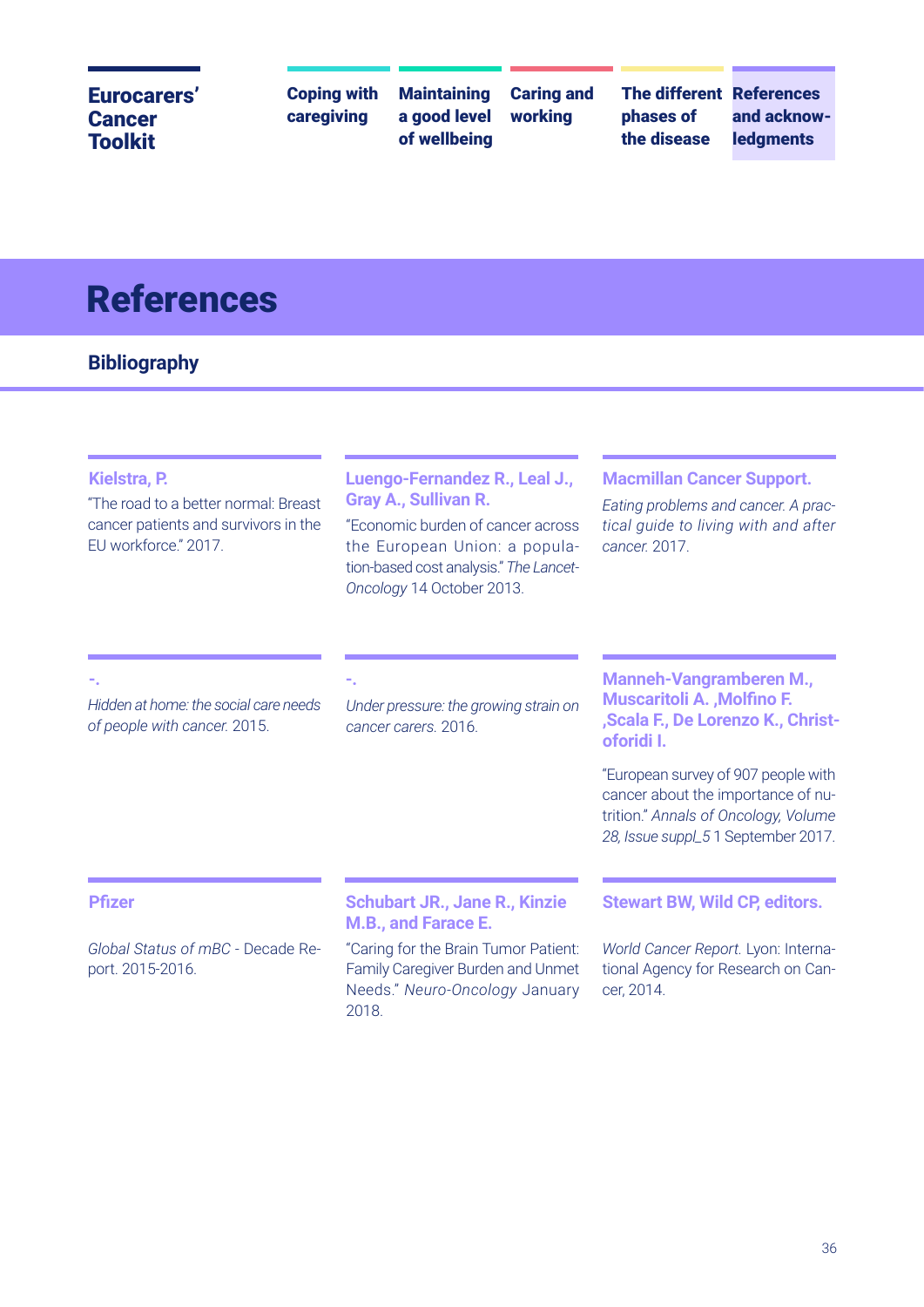# References

## Bibliography

**Kielstra, P.**

"The road to a better normal: Breast cancer patients and survivors in the EU workforce." 2017.

**Luengo-Fernandez R., Leal J., Gray A., Sullivan R.**

"Economic burden of cancer across the European Union: a population-based cost analysis." *The Lancet-Oncology* 14 October 2013.

**Macmillan Cancer Support.**

*Eating problems and cancer. A practical guide to living with and after cancer.* 2017.

**-.**

*Hidden at home: the social care needs of people with cancer.* 2015.

**-.**

*Under pressure: the growing strain on cancer carers.* 2016.

**Manneh-Vangramberen M., Muscaritoli A. ,Molfino F. ,Scala F., De Lorenzo K., Christoforidi I.**

"European survey of 907 people with cancer about the importance of nutrition." *Annals of Oncology, Volume 28, Issue suppl_5* 1 September 2017.

**Pfizer**

*Global Status of mBC* - Decade Report. 2015-2016.

**Schubart JR., Jane R., Kinzie M.B., and Farace E.**

"Caring for the Brain Tumor Patient: Family Caregiver Burden and Unmet Needs." *Neuro-Oncology* January 2018.

**Stewart BW, Wild CP, editors.**

*World Cancer Report.* Lyon: International Agency for Research on Cancer, 2014.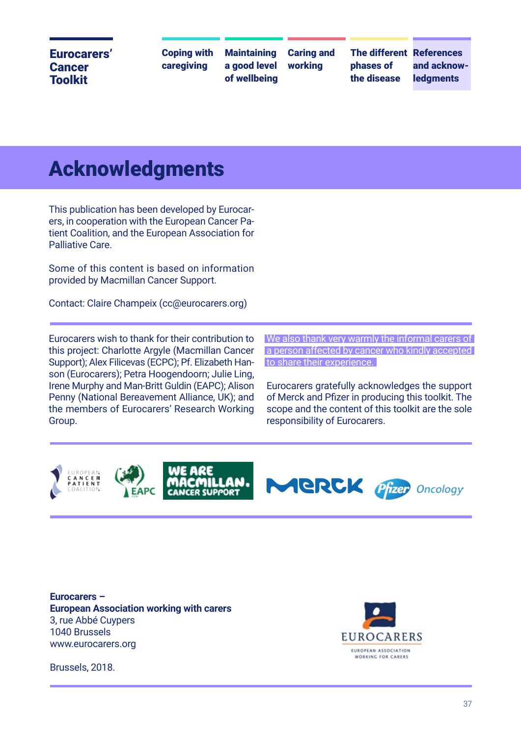# Acknowledgments

This publication has been developed by Eurocarers, in cooperation with the European Cancer Patient Coalition, and the European Association for Palliative Care.

Some of this content is based on information provided by Macmillan Cancer Support.

Contact: Claire Champeix (cc@eurocarers.org)

Eurocarers wish to thank for their contribution to this project: Charlotte Argyle (Macmillan Cancer Support); Alex Filicevas (ECPC); Pf. Elizabeth Hanson (Eurocarers); Petra Hoogendoorn; Julie Ling, Irene Murphy and Man-Britt Guldin (EAPC); Alison Penny (National Bereavement Alliance, UK); and the members of Eurocarers' Research Working Group.

We also thank very warmly the informal carers of a person affected by cancer who kindly accepted to share their experience.

Eurocarers gratefully acknowledges the support of Merck and Pfizer in producing this toolkit. The scope and the content of this toolkit are the sole responsibility of Eurocarers.

**Eurocarers –**
**European Association working with carers**
3, rue Abbé Cuypers
1040 Brussels
www.eurocarers.org

Brussels, 2018.